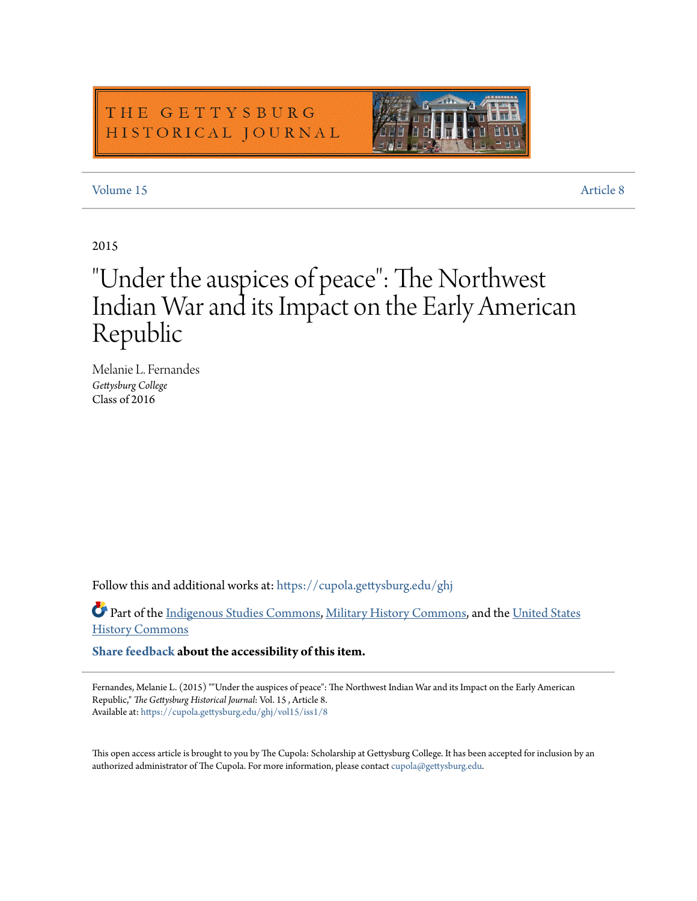THE GETTYSBURG HISTORICAL JOURNAL

Volume 15 | Article 8

2015

# "Under the auspices of peace": The Northwest Indian War and its Impact on the Early American Republic

Melanie L. Fernandes
*Gettysburg College*
Class of 2016

Follow this and additional works at: https://cupola.gettysburg.edu/ghj

Part of the Indigenous Studies Commons, Military History Commons, and the United States History Commons

**Share feedback about the accessibility of this item.**

Fernandes, Melanie L. (2015) ""Under the auspices of peace": The Northwest Indian War and its Impact on the Early American Republic," *The Gettysburg Historical Journal*: Vol. 15 , Article 8.
Available at: https://cupola.gettysburg.edu/ghj/vol15/iss1/8

This open access article is brought to you by The Cupola: Scholarship at Gettysburg College. It has been accepted for inclusion by an authorized administrator of The Cupola. For more information, please contact cupola@gettysburg.edu.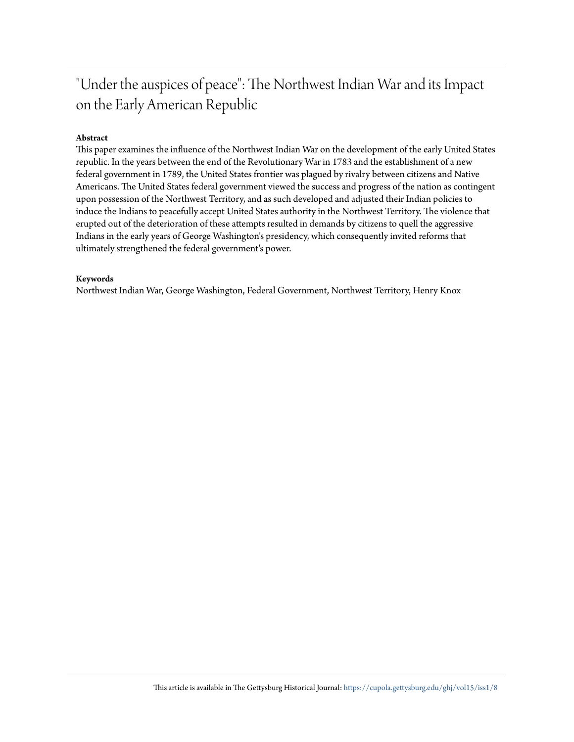# "Under the auspices of peace": The Northwest Indian War and its Impact on the Early American Republic

**Abstract**

This paper examines the influence of the Northwest Indian War on the development of the early United States republic. In the years between the end of the Revolutionary War in 1783 and the establishment of a new federal government in 1789, the United States frontier was plagued by rivalry between citizens and Native Americans. The United States federal government viewed the success and progress of the nation as contingent upon possession of the Northwest Territory, and as such developed and adjusted their Indian policies to induce the Indians to peacefully accept United States authority in the Northwest Territory. The violence that erupted out of the deterioration of these attempts resulted in demands by citizens to quell the aggressive Indians in the early years of George Washington's presidency, which consequently invited reforms that ultimately strengthened the federal government's power.

**Keywords**

Northwest Indian War, George Washington, Federal Government, Northwest Territory, Henry Knox

This article is available in The Gettysburg Historical Journal: https://cupola.gettysburg.edu/ghj/vol15/iss1/8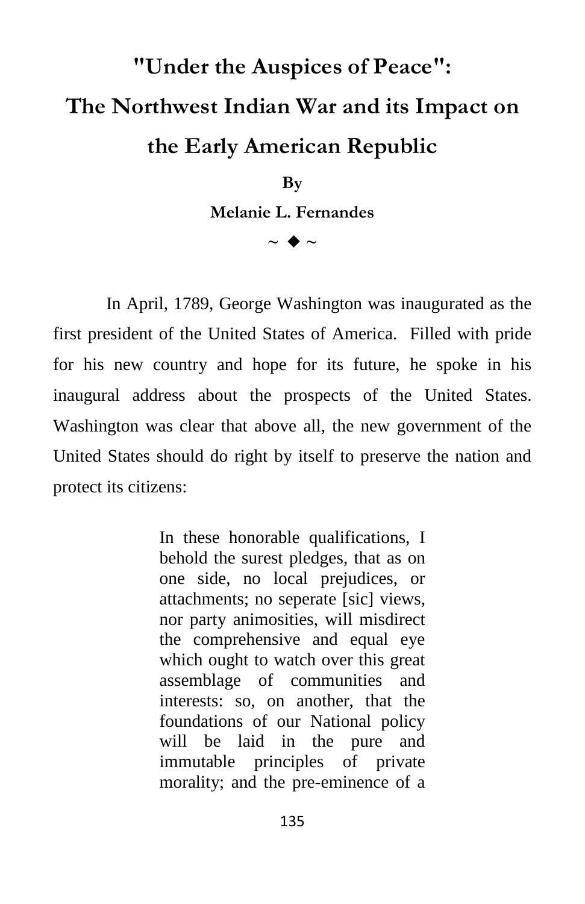# "Under the Auspices of Peace": The Northwest Indian War and its Impact on the Early American Republic

**By**

**Melanie L. Fernandes**

~ ◆ ~

In April, 1789, George Washington was inaugurated as the first president of the United States of America. Filled with pride for his new country and hope for its future, he spoke in his inaugural address about the prospects of the United States. Washington was clear that above all, the new government of the United States should do right by itself to preserve the nation and protect its citizens:

> In these honorable qualifications, I behold the surest pledges, that as on one side, no local prejudices, or attachments; no seperate [sic] views, nor party animosities, will misdirect the comprehensive and equal eye which ought to watch over this great assemblage of communities and interests: so, on another, that the foundations of our National policy will be laid in the pure and immutable principles of private morality; and the pre-eminence of a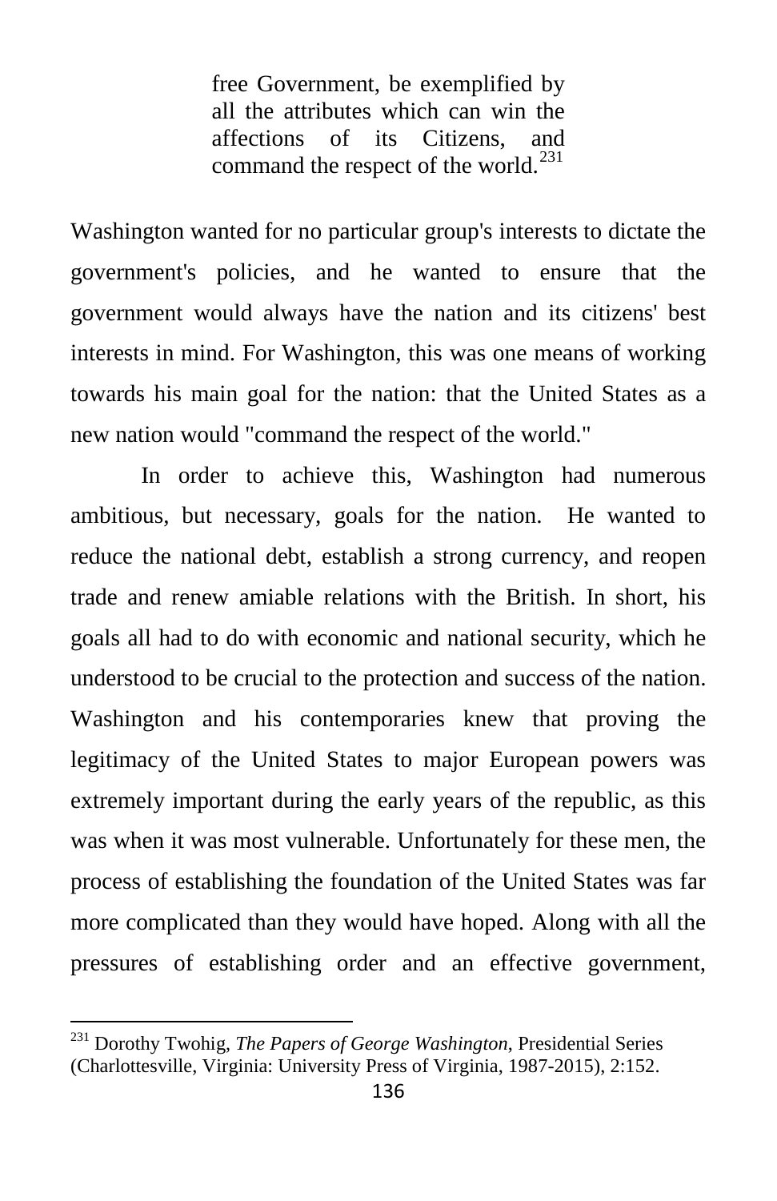> free Government, be exemplified by all the attributes which can win the affections of its Citizens, and command the respect of the world.[231]

Washington wanted for no particular group's interests to dictate the government's policies, and he wanted to ensure that the government would always have the nation and its citizens' best interests in mind. For Washington, this was one means of working towards his main goal for the nation: that the United States as a new nation would "command the respect of the world."

In order to achieve this, Washington had numerous ambitious, but necessary, goals for the nation. He wanted to reduce the national debt, establish a strong currency, and reopen trade and renew amiable relations with the British. In short, his goals all had to do with economic and national security, which he understood to be crucial to the protection and success of the nation. Washington and his contemporaries knew that proving the legitimacy of the United States to major European powers was extremely important during the early years of the republic, as this was when it was most vulnerable. Unfortunately for these men, the process of establishing the foundation of the United States was far more complicated than they would have hoped. Along with all the pressures of establishing order and an effective government,

[231] Dorothy Twohig, *The Papers of George Washington*, Presidential Series (Charlottesville, Virginia: University Press of Virginia, 1987-2015), 2:152.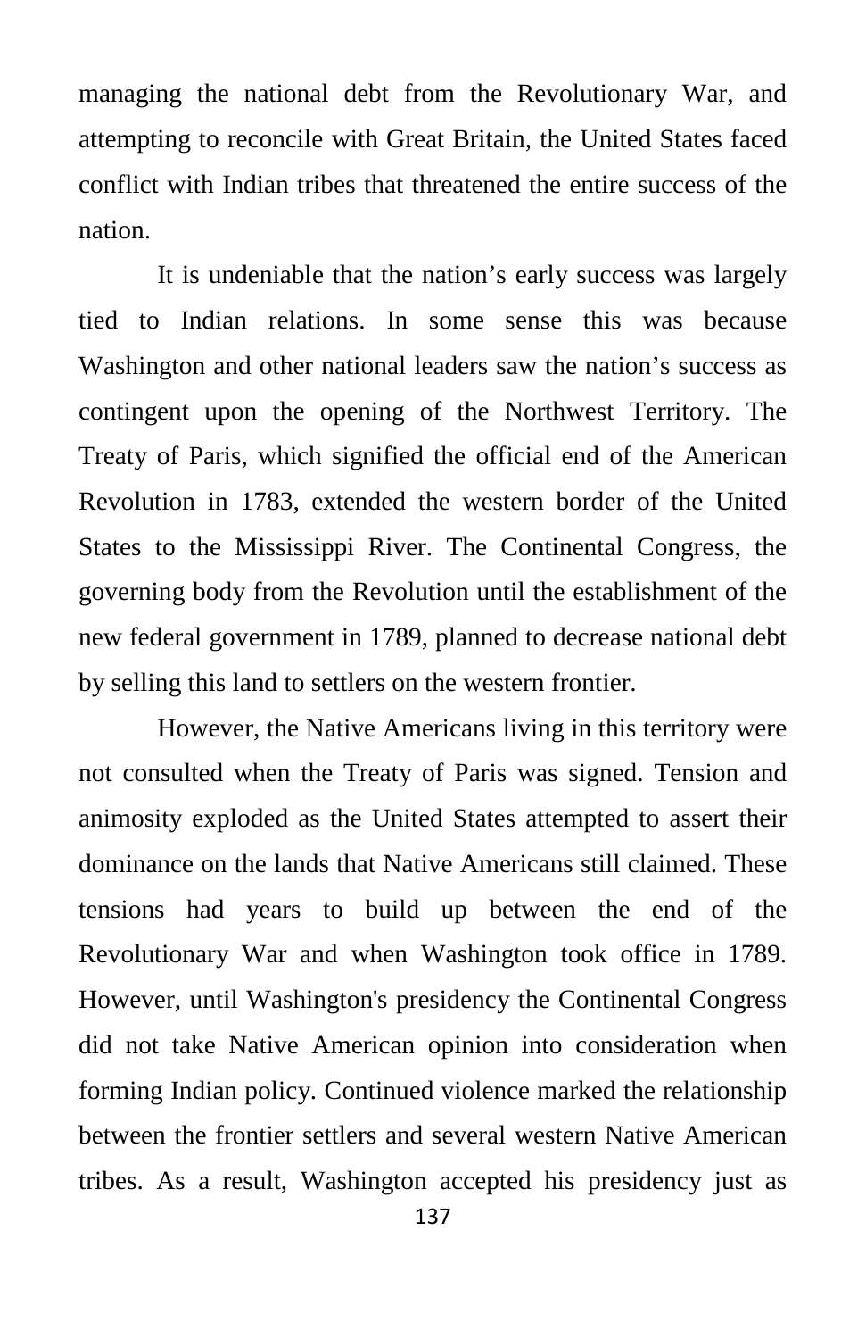managing the national debt from the Revolutionary War, and attempting to reconcile with Great Britain, the United States faced conflict with Indian tribes that threatened the entire success of the nation.

It is undeniable that the nation's early success was largely tied to Indian relations. In some sense this was because Washington and other national leaders saw the nation's success as contingent upon the opening of the Northwest Territory. The Treaty of Paris, which signified the official end of the American Revolution in 1783, extended the western border of the United States to the Mississippi River. The Continental Congress, the governing body from the Revolution until the establishment of the new federal government in 1789, planned to decrease national debt by selling this land to settlers on the western frontier.

However, the Native Americans living in this territory were not consulted when the Treaty of Paris was signed. Tension and animosity exploded as the United States attempted to assert their dominance on the lands that Native Americans still claimed. These tensions had years to build up between the end of the Revolutionary War and when Washington took office in 1789. However, until Washington's presidency the Continental Congress did not take Native American opinion into consideration when forming Indian policy. Continued violence marked the relationship between the frontier settlers and several western Native American tribes. As a result, Washington accepted his presidency just as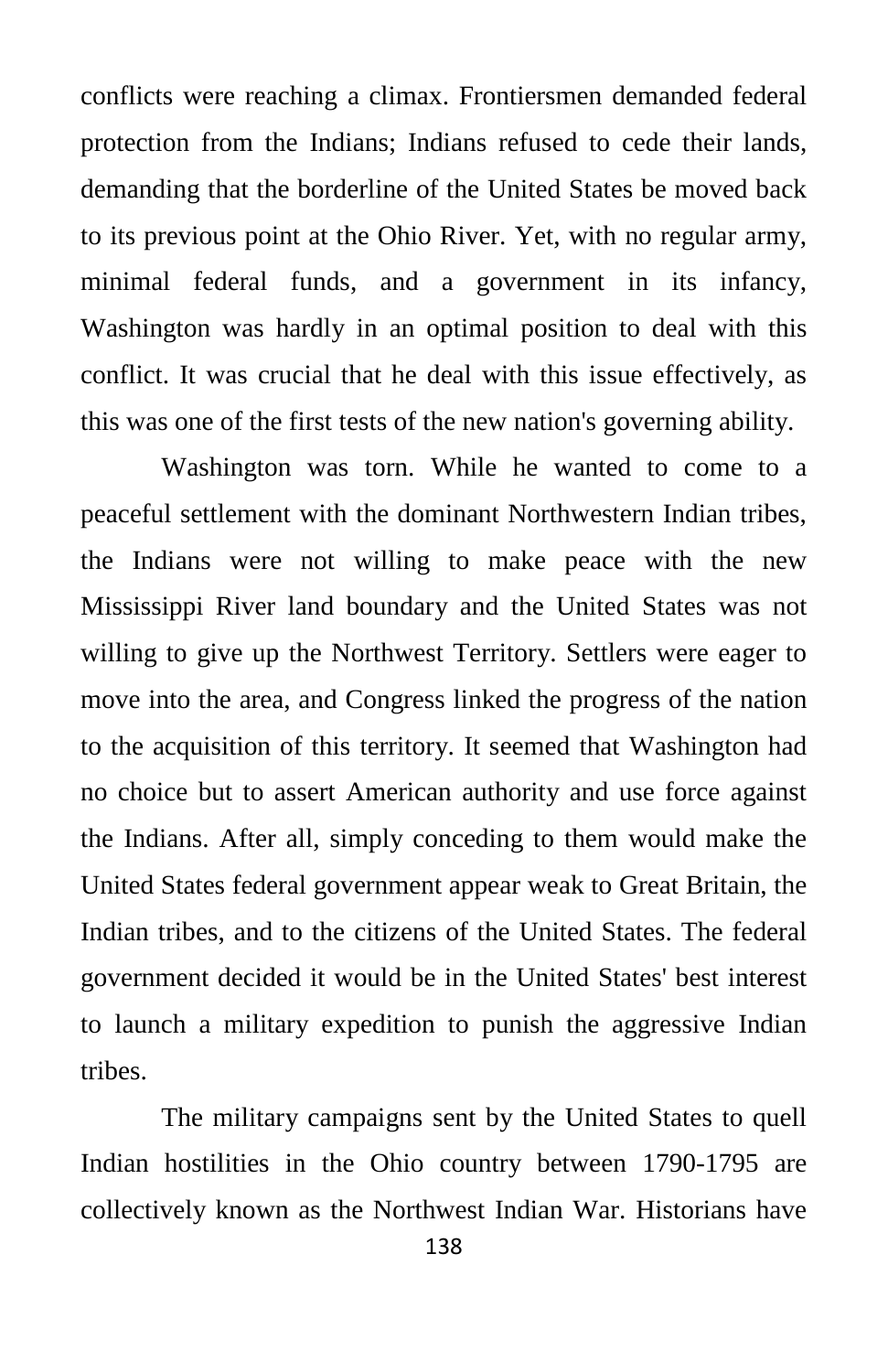conflicts were reaching a climax. Frontiersmen demanded federal protection from the Indians; Indians refused to cede their lands, demanding that the borderline of the United States be moved back to its previous point at the Ohio River. Yet, with no regular army, minimal federal funds, and a government in its infancy, Washington was hardly in an optimal position to deal with this conflict. It was crucial that he deal with this issue effectively, as this was one of the first tests of the new nation's governing ability.

Washington was torn. While he wanted to come to a peaceful settlement with the dominant Northwestern Indian tribes, the Indians were not willing to make peace with the new Mississippi River land boundary and the United States was not willing to give up the Northwest Territory. Settlers were eager to move into the area, and Congress linked the progress of the nation to the acquisition of this territory. It seemed that Washington had no choice but to assert American authority and use force against the Indians. After all, simply conceding to them would make the United States federal government appear weak to Great Britain, the Indian tribes, and to the citizens of the United States. The federal government decided it would be in the United States' best interest to launch a military expedition to punish the aggressive Indian tribes.

The military campaigns sent by the United States to quell Indian hostilities in the Ohio country between 1790-1795 are collectively known as the Northwest Indian War. Historians have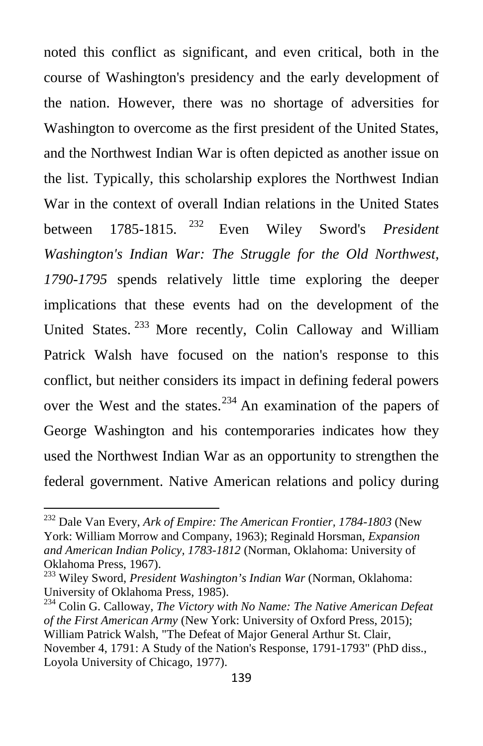noted this conflict as significant, and even critical, both in the course of Washington's presidency and the early development of the nation. However, there was no shortage of adversities for Washington to overcome as the first president of the United States, and the Northwest Indian War is often depicted as another issue on the list. Typically, this scholarship explores the Northwest Indian War in the context of overall Indian relations in the United States between 1785-1815.[232] Even Wiley Sword's *President Washington's Indian War: The Struggle for the Old Northwest, 1790-1795* spends relatively little time exploring the deeper implications that these events had on the development of the United States.[233] More recently, Colin Calloway and William Patrick Walsh have focused on the nation's response to this conflict, but neither considers its impact in defining federal powers over the West and the states.[234] An examination of the papers of George Washington and his contemporaries indicates how they used the Northwest Indian War as an opportunity to strengthen the federal government. Native American relations and policy during

---

[232] Dale Van Every, *Ark of Empire: The American Frontier, 1784-1803* (New York: William Morrow and Company, 1963); Reginald Horsman, *Expansion and American Indian Policy, 1783-1812* (Norman, Oklahoma: University of Oklahoma Press, 1967).

[233] Wiley Sword, *President Washington's Indian War* (Norman, Oklahoma: University of Oklahoma Press, 1985).

[234] Colin G. Calloway, *The Victory with No Name: The Native American Defeat of the First American Army* (New York: University of Oxford Press, 2015); William Patrick Walsh, "The Defeat of Major General Arthur St. Clair, November 4, 1791: A Study of the Nation's Response, 1791-1793" (PhD diss., Loyola University of Chicago, 1977).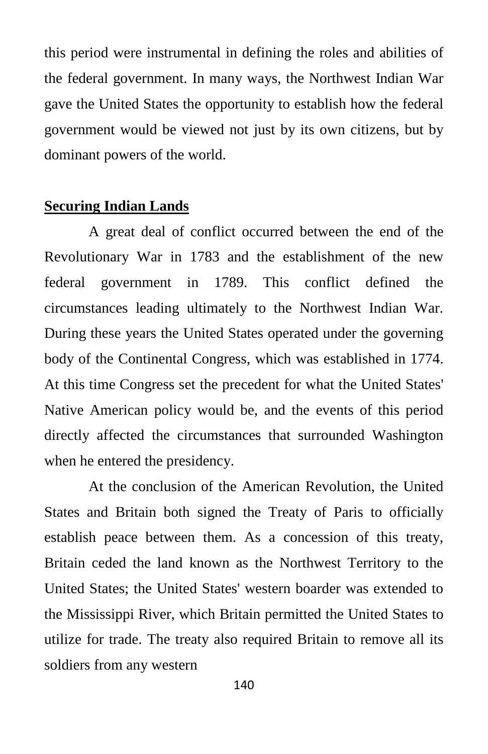this period were instrumental in defining the roles and abilities of the federal government. In many ways, the Northwest Indian War gave the United States the opportunity to establish how the federal government would be viewed not just by its own citizens, but by dominant powers of the world.

**Securing Indian Lands**

A great deal of conflict occurred between the end of the Revolutionary War in 1783 and the establishment of the new federal government in 1789. This conflict defined the circumstances leading ultimately to the Northwest Indian War. During these years the United States operated under the governing body of the Continental Congress, which was established in 1774. At this time Congress set the precedent for what the United States' Native American policy would be, and the events of this period directly affected the circumstances that surrounded Washington when he entered the presidency.

At the conclusion of the American Revolution, the United States and Britain both signed the Treaty of Paris to officially establish peace between them. As a concession of this treaty, Britain ceded the land known as the Northwest Territory to the United States; the United States' western boarder was extended to the Mississippi River, which Britain permitted the United States to utilize for trade. The treaty also required Britain to remove all its soldiers from any western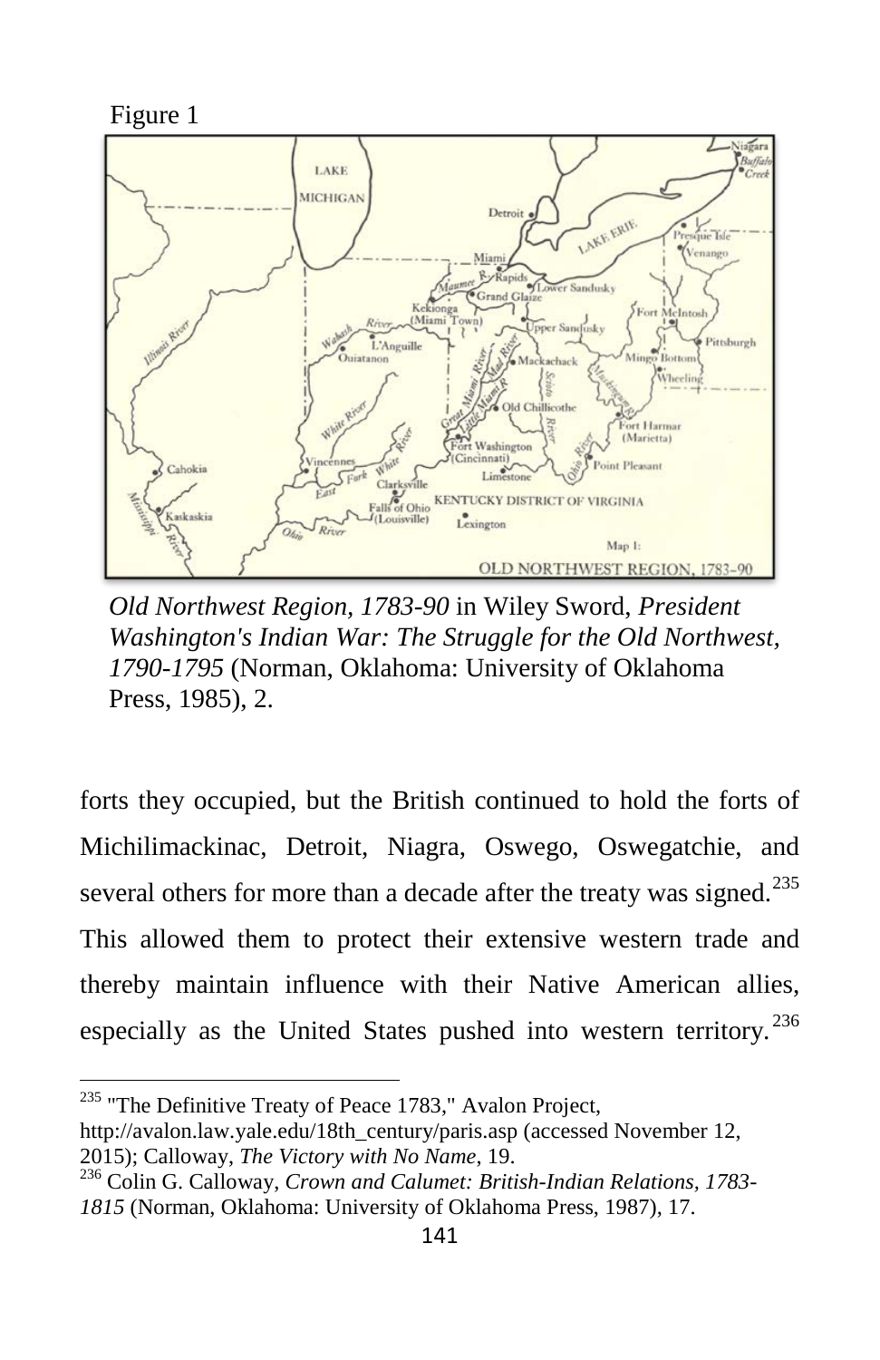Figure 1

*Old Northwest Region, 1783-90* in Wiley Sword, *President Washington's Indian War: The Struggle for the Old Northwest, 1790-1795* (Norman, Oklahoma: University of Oklahoma Press, 1985), 2.

forts they occupied, but the British continued to hold the forts of Michilimackinac, Detroit, Niagra, Oswego, Oswegatchie, and several others for more than a decade after the treaty was signed.[235] This allowed them to protect their extensive western trade and thereby maintain influence with their Native American allies, especially as the United States pushed into western territory.[236]

[235] "The Definitive Treaty of Peace 1783," Avalon Project, http://avalon.law.yale.edu/18th_century/paris.asp (accessed November 12, 2015); Calloway, *The Victory with No Name*, 19.

[236] Colin G. Calloway, *Crown and Calumet: British-Indian Relations, 1783-1815* (Norman, Oklahoma: University of Oklahoma Press, 1987), 17.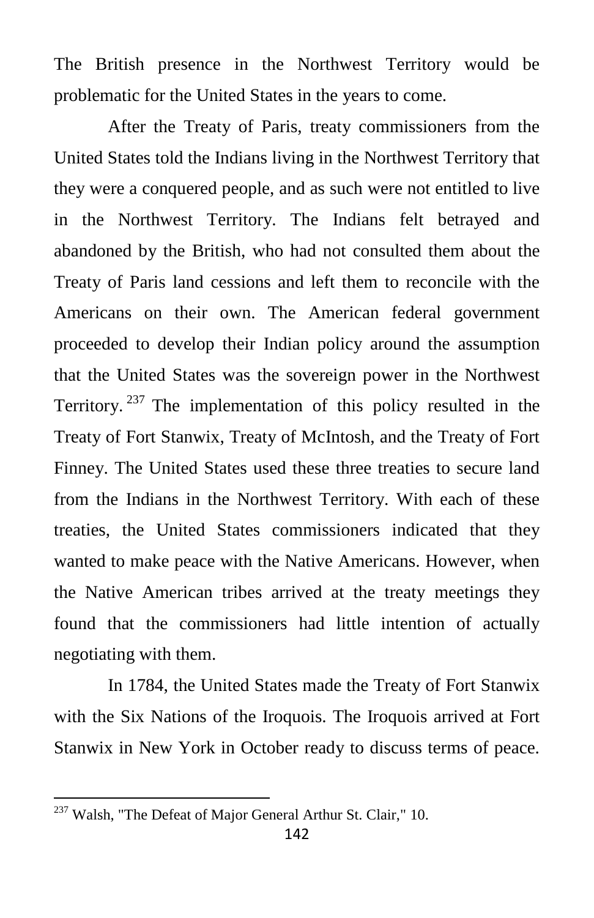The British presence in the Northwest Territory would be problematic for the United States in the years to come.

After the Treaty of Paris, treaty commissioners from the United States told the Indians living in the Northwest Territory that they were a conquered people, and as such were not entitled to live in the Northwest Territory. The Indians felt betrayed and abandoned by the British, who had not consulted them about the Treaty of Paris land cessions and left them to reconcile with the Americans on their own. The American federal government proceeded to develop their Indian policy around the assumption that the United States was the sovereign power in the Northwest Territory.[237] The implementation of this policy resulted in the Treaty of Fort Stanwix, Treaty of McIntosh, and the Treaty of Fort Finney. The United States used these three treaties to secure land from the Indians in the Northwest Territory. With each of these treaties, the United States commissioners indicated that they wanted to make peace with the Native Americans. However, when the Native American tribes arrived at the treaty meetings they found that the commissioners had little intention of actually negotiating with them.

In 1784, the United States made the Treaty of Fort Stanwix with the Six Nations of the Iroquois. The Iroquois arrived at Fort Stanwix in New York in October ready to discuss terms of peace.

[237] Walsh, "The Defeat of Major General Arthur St. Clair," 10.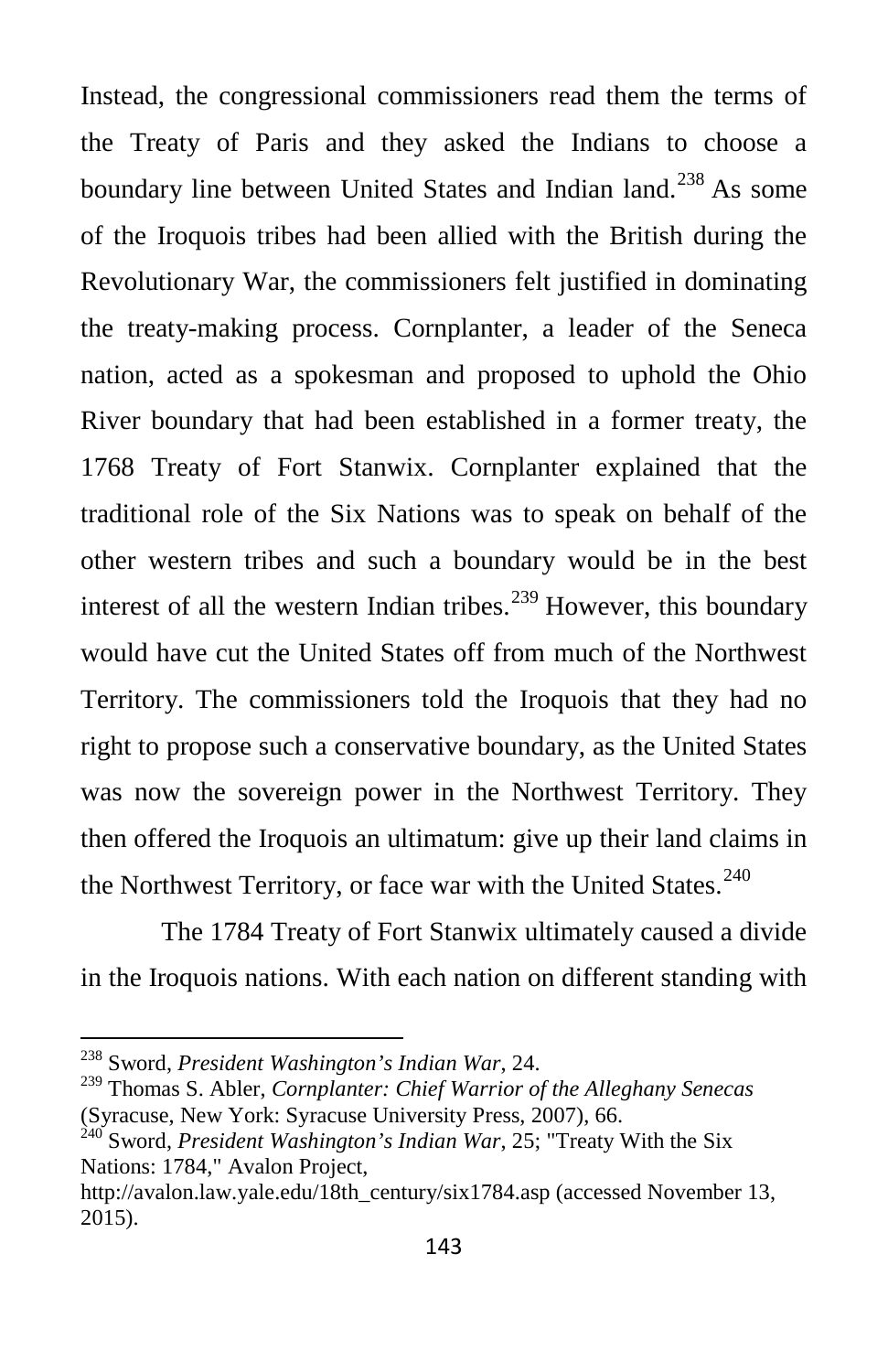Instead, the congressional commissioners read them the terms of the Treaty of Paris and they asked the Indians to choose a boundary line between United States and Indian land.[238] As some of the Iroquois tribes had been allied with the British during the Revolutionary War, the commissioners felt justified in dominating the treaty-making process. Cornplanter, a leader of the Seneca nation, acted as a spokesman and proposed to uphold the Ohio River boundary that had been established in a former treaty, the 1768 Treaty of Fort Stanwix. Cornplanter explained that the traditional role of the Six Nations was to speak on behalf of the other western tribes and such a boundary would be in the best interest of all the western Indian tribes.[239] However, this boundary would have cut the United States off from much of the Northwest Territory. The commissioners told the Iroquois that they had no right to propose such a conservative boundary, as the United States was now the sovereign power in the Northwest Territory. They then offered the Iroquois an ultimatum: give up their land claims in the Northwest Territory, or face war with the United States.[240]

The 1784 Treaty of Fort Stanwix ultimately caused a divide in the Iroquois nations. With each nation on different standing with

---

[238] Sword, *President Washington's Indian War*, 24.

[239] Thomas S. Abler, *Cornplanter: Chief Warrior of the Alleghany Senecas* (Syracuse, New York: Syracuse University Press, 2007), 66.

[240] Sword, *President Washington's Indian War*, 25; "Treaty With the Six Nations: 1784," Avalon Project, http://avalon.law.yale.edu/18th_century/six1784.asp (accessed November 13, 2015).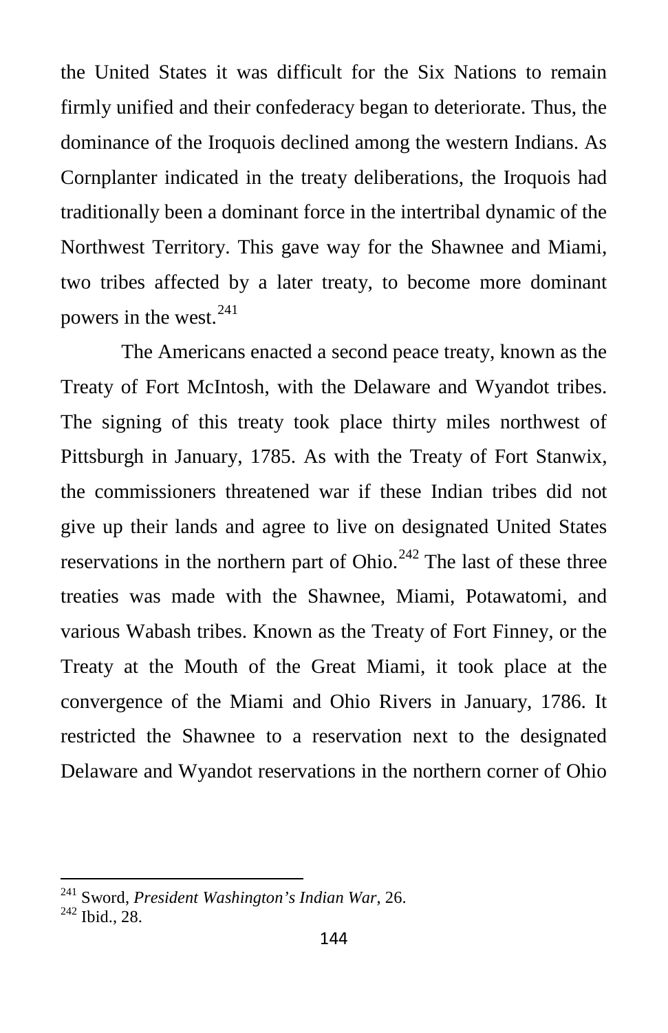the United States it was difficult for the Six Nations to remain firmly unified and their confederacy began to deteriorate. Thus, the dominance of the Iroquois declined among the western Indians. As Cornplanter indicated in the treaty deliberations, the Iroquois had traditionally been a dominant force in the intertribal dynamic of the Northwest Territory. This gave way for the Shawnee and Miami, two tribes affected by a later treaty, to become more dominant powers in the west.[241]

The Americans enacted a second peace treaty, known as the Treaty of Fort McIntosh, with the Delaware and Wyandot tribes. The signing of this treaty took place thirty miles northwest of Pittsburgh in January, 1785. As with the Treaty of Fort Stanwix, the commissioners threatened war if these Indian tribes did not give up their lands and agree to live on designated United States reservations in the northern part of Ohio.[242] The last of these three treaties was made with the Shawnee, Miami, Potawatomi, and various Wabash tribes. Known as the Treaty of Fort Finney, or the Treaty at the Mouth of the Great Miami, it took place at the convergence of the Miami and Ohio Rivers in January, 1786. It restricted the Shawnee to a reservation next to the designated Delaware and Wyandot reservations in the northern corner of Ohio

---

[241] Sword, *President Washington's Indian War*, 26.
[242] Ibid., 28.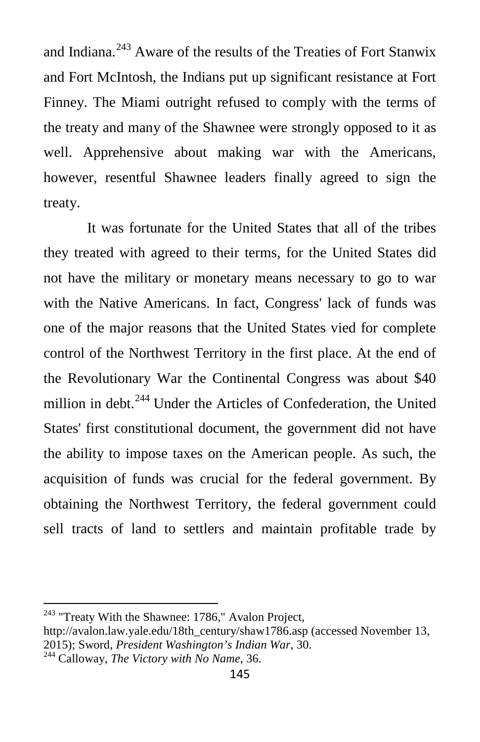and Indiana.[243] Aware of the results of the Treaties of Fort Stanwix and Fort McIntosh, the Indians put up significant resistance at Fort Finney. The Miami outright refused to comply with the terms of the treaty and many of the Shawnee were strongly opposed to it as well. Apprehensive about making war with the Americans, however, resentful Shawnee leaders finally agreed to sign the treaty.

It was fortunate for the United States that all of the tribes they treated with agreed to their terms, for the United States did not have the military or monetary means necessary to go to war with the Native Americans. In fact, Congress' lack of funds was one of the major reasons that the United States vied for complete control of the Northwest Territory in the first place. At the end of the Revolutionary War the Continental Congress was about $40 million in debt.[244] Under the Articles of Confederation, the United States' first constitutional document, the government did not have the ability to impose taxes on the American people. As such, the acquisition of funds was crucial for the federal government. By obtaining the Northwest Territory, the federal government could sell tracts of land to settlers and maintain profitable trade by

---

[243] "Treaty With the Shawnee: 1786," Avalon Project, http://avalon.law.yale.edu/18th_century/shaw1786.asp (accessed November 13, 2015); Sword, *President Washington's Indian War*, 30.

[244] Calloway, *The Victory with No Name*, 36.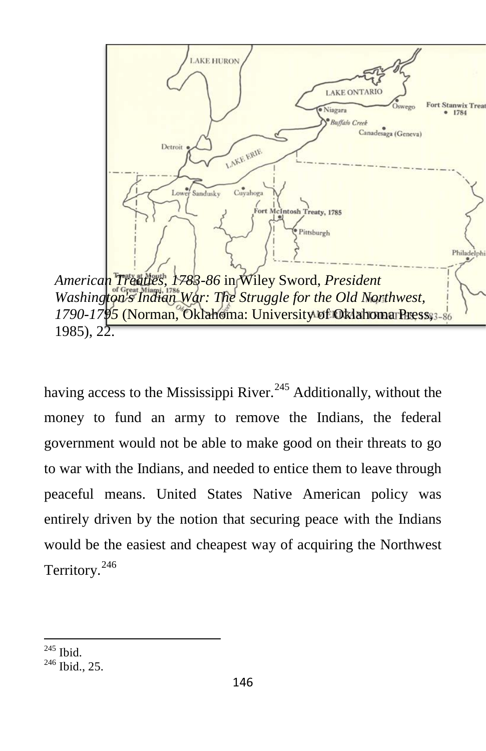*American Treaties, 1783-86* in Wiley Sword, *President Washington's Indian War: The Struggle for the Old Northwest, 1790-1795* (Norman, Oklahoma: University of Oklahoma Press, 1985), 22.

having access to the Mississippi River.[245] Additionally, without the money to fund an army to remove the Indians, the federal government would not be able to make good on their threats to go to war with the Indians, and needed to entice them to leave through peaceful means. United States Native American policy was entirely driven by the notion that securing peace with the Indians would be the easiest and cheapest way of acquiring the Northwest Territory.[246]

---

[245] Ibid.
[246] Ibid., 25.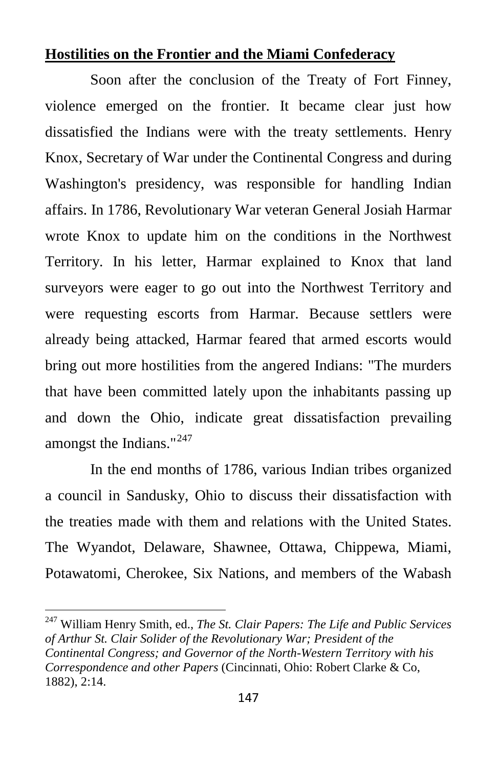**Hostilities on the Frontier and the Miami Confederacy**

Soon after the conclusion of the Treaty of Fort Finney, violence emerged on the frontier. It became clear just how dissatisfied the Indians were with the treaty settlements. Henry Knox, Secretary of War under the Continental Congress and during Washington's presidency, was responsible for handling Indian affairs. In 1786, Revolutionary War veteran General Josiah Harmar wrote Knox to update him on the conditions in the Northwest Territory. In his letter, Harmar explained to Knox that land surveyors were eager to go out into the Northwest Territory and were requesting escorts from Harmar. Because settlers were already being attacked, Harmar feared that armed escorts would bring out more hostilities from the angered Indians: "The murders that have been committed lately upon the inhabitants passing up and down the Ohio, indicate great dissatisfaction prevailing amongst the Indians."[247]

In the end months of 1786, various Indian tribes organized a council in Sandusky, Ohio to discuss their dissatisfaction with the treaties made with them and relations with the United States. The Wyandot, Delaware, Shawnee, Ottawa, Chippewa, Miami, Potawatomi, Cherokee, Six Nations, and members of the Wabash

---

[247] William Henry Smith, ed., *The St. Clair Papers: The Life and Public Services of Arthur St. Clair Solider of the Revolutionary War; President of the Continental Congress; and Governor of the North-Western Territory with his Correspondence and other Papers* (Cincinnati, Ohio: Robert Clarke & Co, 1882), 2:14.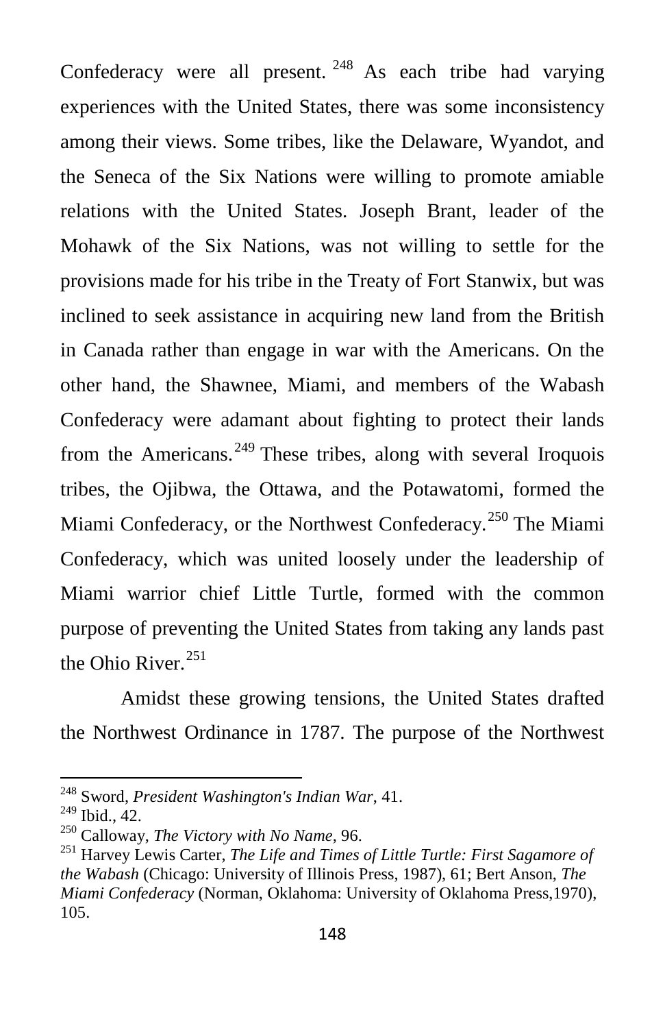Confederacy were all present.[248] As each tribe had varying experiences with the United States, there was some inconsistency among their views. Some tribes, like the Delaware, Wyandot, and the Seneca of the Six Nations were willing to promote amiable relations with the United States. Joseph Brant, leader of the Mohawk of the Six Nations, was not willing to settle for the provisions made for his tribe in the Treaty of Fort Stanwix, but was inclined to seek assistance in acquiring new land from the British in Canada rather than engage in war with the Americans. On the other hand, the Shawnee, Miami, and members of the Wabash Confederacy were adamant about fighting to protect their lands from the Americans.[249] These tribes, along with several Iroquois tribes, the Ojibwa, the Ottawa, and the Potawatomi, formed the Miami Confederacy, or the Northwest Confederacy.[250] The Miami Confederacy, which was united loosely under the leadership of Miami warrior chief Little Turtle, formed with the common purpose of preventing the United States from taking any lands past the Ohio River.[251]

Amidst these growing tensions, the United States drafted the Northwest Ordinance in 1787. The purpose of the Northwest

---

[248] Sword, *President Washington's Indian War*, 41.

[249] Ibid., 42.

[250] Calloway, *The Victory with No Name*, 96.

[251] Harvey Lewis Carter, *The Life and Times of Little Turtle: First Sagamore of the Wabash* (Chicago: University of Illinois Press, 1987), 61; Bert Anson, *The Miami Confederacy* (Norman, Oklahoma: University of Oklahoma Press,1970), 105.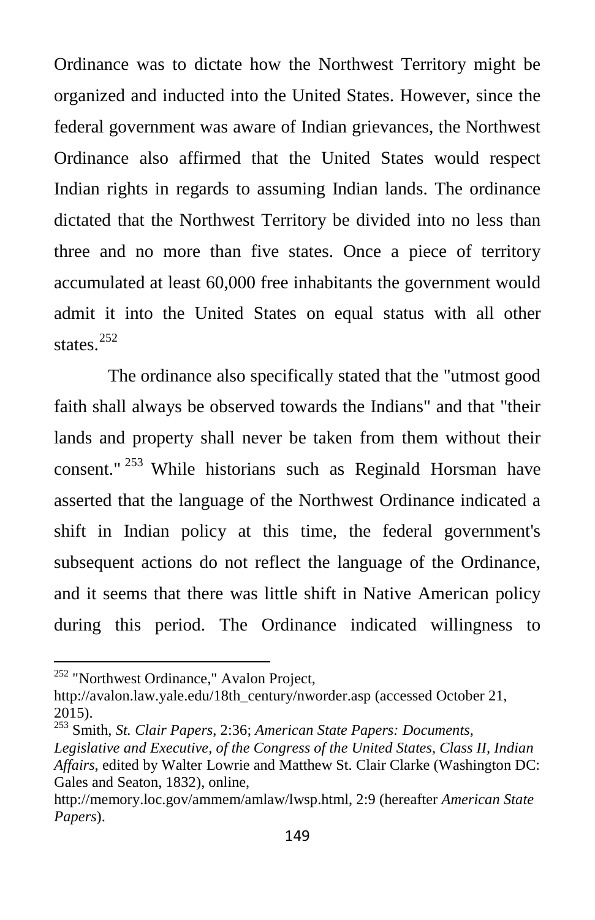Ordinance was to dictate how the Northwest Territory might be organized and inducted into the United States. However, since the federal government was aware of Indian grievances, the Northwest Ordinance also affirmed that the United States would respect Indian rights in regards to assuming Indian lands. The ordinance dictated that the Northwest Territory be divided into no less than three and no more than five states. Once a piece of territory accumulated at least 60,000 free inhabitants the government would admit it into the United States on equal status with all other states.[252]

The ordinance also specifically stated that the "utmost good faith shall always be observed towards the Indians" and that "their lands and property shall never be taken from them without their consent."[253] While historians such as Reginald Horsman have asserted that the language of the Northwest Ordinance indicated a shift in Indian policy at this time, the federal government's subsequent actions do not reflect the language of the Ordinance, and it seems that there was little shift in Native American policy during this period. The Ordinance indicated willingness to

---

[252] "Northwest Ordinance," Avalon Project, http://avalon.law.yale.edu/18th_century/nworder.asp (accessed October 21, 2015).

[253] Smith, *St. Clair Papers*, 2:36; *American State Papers: Documents, Legislative and Executive, of the Congress of the United States, Class II, Indian Affairs*, edited by Walter Lowrie and Matthew St. Clair Clarke (Washington DC: Gales and Seaton, 1832), online, http://memory.loc.gov/ammem/amlaw/lwsp.html, 2:9 (hereafter *American State Papers*).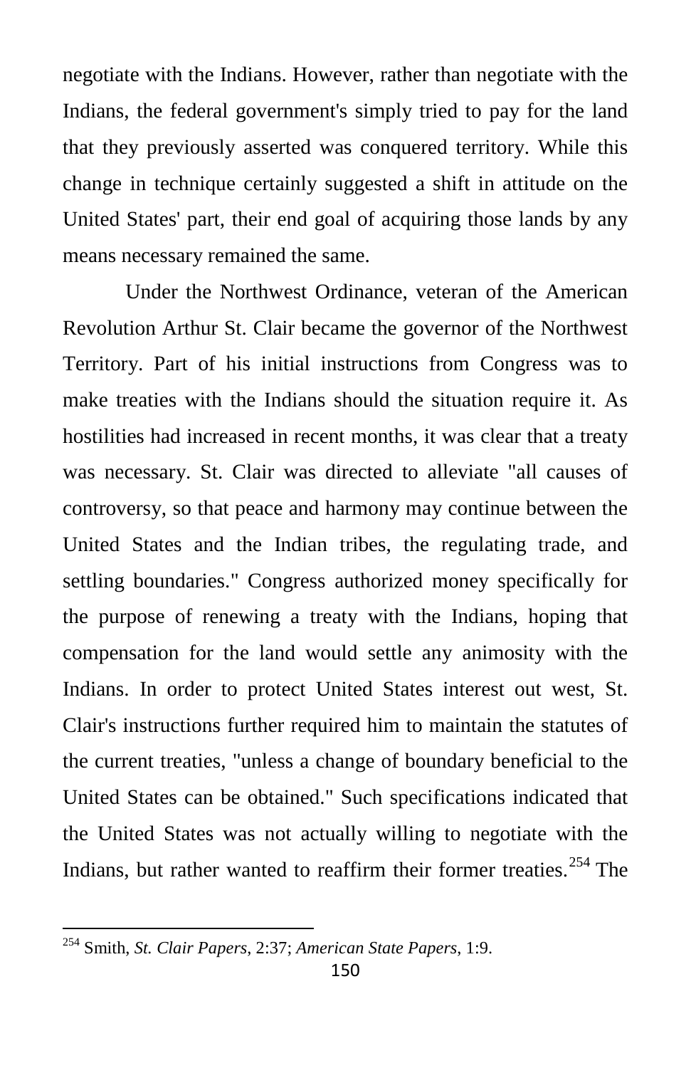negotiate with the Indians. However, rather than negotiate with the Indians, the federal government's simply tried to pay for the land that they previously asserted was conquered territory. While this change in technique certainly suggested a shift in attitude on the United States' part, their end goal of acquiring those lands by any means necessary remained the same.

Under the Northwest Ordinance, veteran of the American Revolution Arthur St. Clair became the governor of the Northwest Territory. Part of his initial instructions from Congress was to make treaties with the Indians should the situation require it. As hostilities had increased in recent months, it was clear that a treaty was necessary. St. Clair was directed to alleviate "all causes of controversy, so that peace and harmony may continue between the United States and the Indian tribes, the regulating trade, and settling boundaries." Congress authorized money specifically for the purpose of renewing a treaty with the Indians, hoping that compensation for the land would settle any animosity with the Indians. In order to protect United States interest out west, St. Clair's instructions further required him to maintain the statutes of the current treaties, "unless a change of boundary beneficial to the United States can be obtained." Such specifications indicated that the United States was not actually willing to negotiate with the Indians, but rather wanted to reaffirm their former treaties.[254] The

---

[254] Smith, *St. Clair Papers*, 2:37; *American State Papers*, 1:9.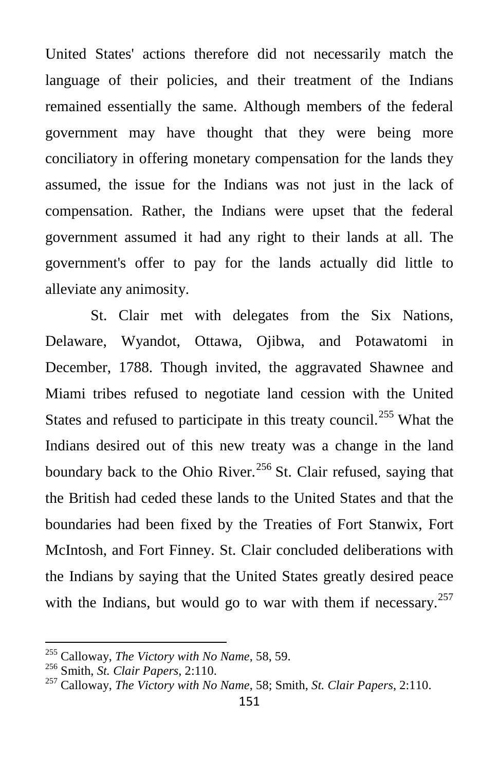United States' actions therefore did not necessarily match the language of their policies, and their treatment of the Indians remained essentially the same. Although members of the federal government may have thought that they were being more conciliatory in offering monetary compensation for the lands they assumed, the issue for the Indians was not just in the lack of compensation. Rather, the Indians were upset that the federal government assumed it had any right to their lands at all. The government's offer to pay for the lands actually did little to alleviate any animosity.

St. Clair met with delegates from the Six Nations, Delaware, Wyandot, Ottawa, Ojibwa, and Potawatomi in December, 1788. Though invited, the aggravated Shawnee and Miami tribes refused to negotiate land cession with the United States and refused to participate in this treaty council.[255] What the Indians desired out of this new treaty was a change in the land boundary back to the Ohio River.[256] St. Clair refused, saying that the British had ceded these lands to the United States and that the boundaries had been fixed by the Treaties of Fort Stanwix, Fort McIntosh, and Fort Finney. St. Clair concluded deliberations with the Indians by saying that the United States greatly desired peace with the Indians, but would go to war with them if necessary.[257]

---

[255] Calloway, *The Victory with No Name*, 58, 59.

[256] Smith, *St. Clair Papers*, 2:110.

[257] Calloway, *The Victory with No Name*, 58; Smith, *St. Clair Papers*, 2:110.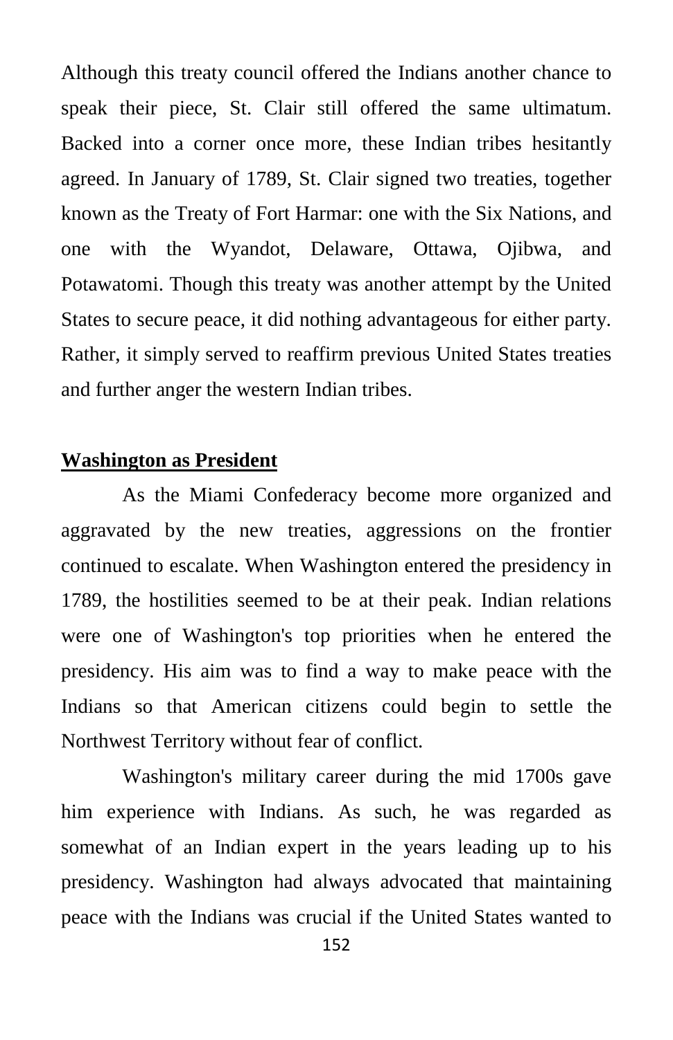Although this treaty council offered the Indians another chance to speak their piece, St. Clair still offered the same ultimatum. Backed into a corner once more, these Indian tribes hesitantly agreed. In January of 1789, St. Clair signed two treaties, together known as the Treaty of Fort Harmar: one with the Six Nations, and one with the Wyandot, Delaware, Ottawa, Ojibwa, and Potawatomi. Though this treaty was another attempt by the United States to secure peace, it did nothing advantageous for either party. Rather, it simply served to reaffirm previous United States treaties and further anger the western Indian tribes.

## **Washington as President**

As the Miami Confederacy become more organized and aggravated by the new treaties, aggressions on the frontier continued to escalate. When Washington entered the presidency in 1789, the hostilities seemed to be at their peak. Indian relations were one of Washington's top priorities when he entered the presidency. His aim was to find a way to make peace with the Indians so that American citizens could begin to settle the Northwest Territory without fear of conflict.

Washington's military career during the mid 1700s gave him experience with Indians. As such, he was regarded as somewhat of an Indian expert in the years leading up to his presidency. Washington had always advocated that maintaining peace with the Indians was crucial if the United States wanted to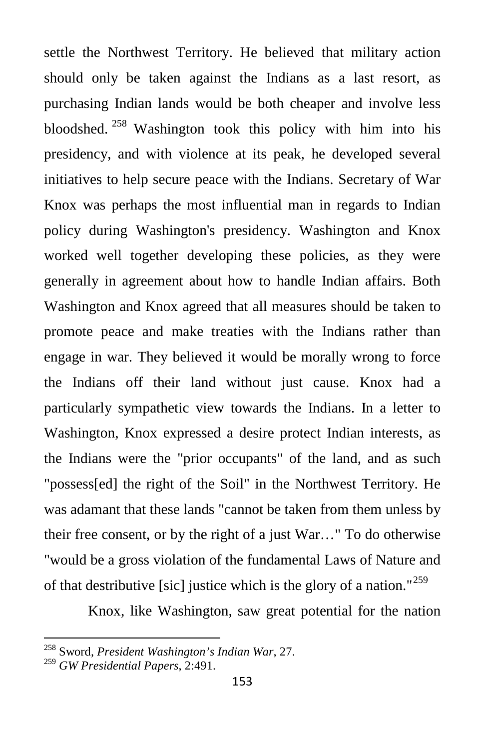settle the Northwest Territory. He believed that military action should only be taken against the Indians as a last resort, as purchasing Indian lands would be both cheaper and involve less bloodshed.[258] Washington took this policy with him into his presidency, and with violence at its peak, he developed several initiatives to help secure peace with the Indians. Secretary of War Knox was perhaps the most influential man in regards to Indian policy during Washington's presidency. Washington and Knox worked well together developing these policies, as they were generally in agreement about how to handle Indian affairs. Both Washington and Knox agreed that all measures should be taken to promote peace and make treaties with the Indians rather than engage in war. They believed it would be morally wrong to force the Indians off their land without just cause. Knox had a particularly sympathetic view towards the Indians. In a letter to Washington, Knox expressed a desire protect Indian interests, as the Indians were the "prior occupants" of the land, and as such "possess[ed] the right of the Soil" in the Northwest Territory. He was adamant that these lands "cannot be taken from them unless by their free consent, or by the right of a just War…" To do otherwise "would be a gross violation of the fundamental Laws of Nature and of that destributive [sic] justice which is the glory of a nation."[259]

Knox, like Washington, saw great potential for the nation

---

[258] Sword, *President Washington's Indian War*, 27.

[259] *GW Presidential Papers*, 2:491.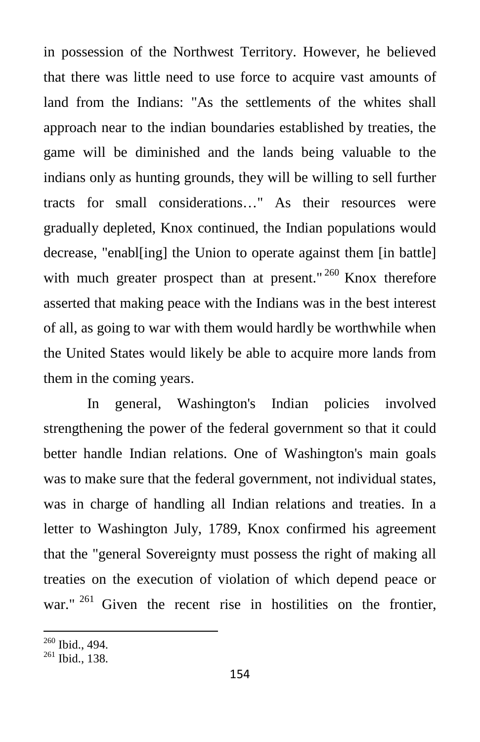in possession of the Northwest Territory. However, he believed that there was little need to use force to acquire vast amounts of land from the Indians: "As the settlements of the whites shall approach near to the indian boundaries established by treaties, the game will be diminished and the lands being valuable to the indians only as hunting grounds, they will be willing to sell further tracts for small considerations…" As their resources were gradually depleted, Knox continued, the Indian populations would decrease, "enabl[ing] the Union to operate against them [in battle] with much greater prospect than at present."[260] Knox therefore asserted that making peace with the Indians was in the best interest of all, as going to war with them would hardly be worthwhile when the United States would likely be able to acquire more lands from them in the coming years.

In general, Washington's Indian policies involved strengthening the power of the federal government so that it could better handle Indian relations. One of Washington's main goals was to make sure that the federal government, not individual states, was in charge of handling all Indian relations and treaties. In a letter to Washington July, 1789, Knox confirmed his agreement that the "general Sovereignty must possess the right of making all treaties on the execution of violation of which depend peace or war."[261] Given the recent rise in hostilities on the frontier,

---

[260] Ibid., 494.

[261] Ibid., 138.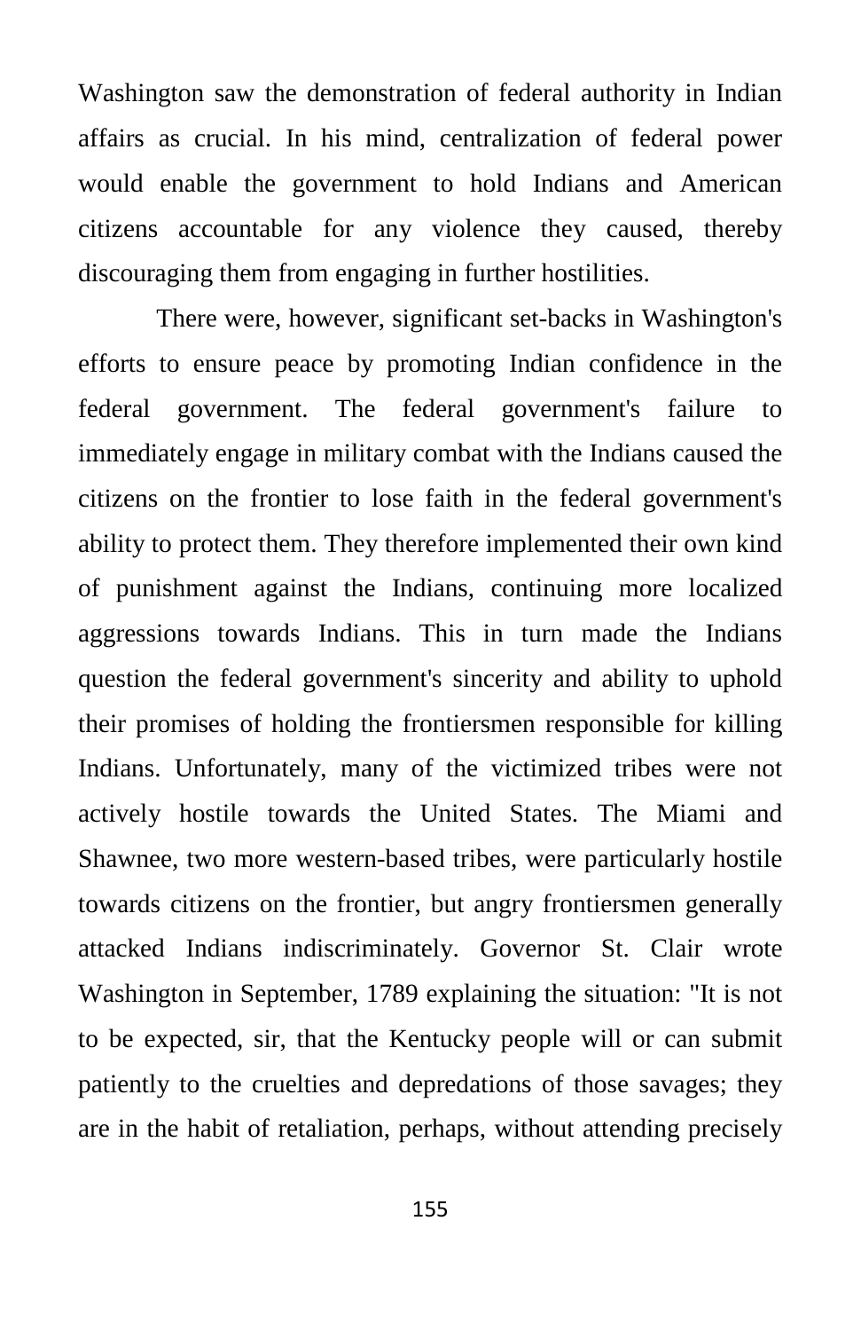Washington saw the demonstration of federal authority in Indian affairs as crucial. In his mind, centralization of federal power would enable the government to hold Indians and American citizens accountable for any violence they caused, thereby discouraging them from engaging in further hostilities.

There were, however, significant set-backs in Washington's efforts to ensure peace by promoting Indian confidence in the federal government. The federal government's failure to immediately engage in military combat with the Indians caused the citizens on the frontier to lose faith in the federal government's ability to protect them. They therefore implemented their own kind of punishment against the Indians, continuing more localized aggressions towards Indians. This in turn made the Indians question the federal government's sincerity and ability to uphold their promises of holding the frontiersmen responsible for killing Indians. Unfortunately, many of the victimized tribes were not actively hostile towards the United States. The Miami and Shawnee, two more western-based tribes, were particularly hostile towards citizens on the frontier, but angry frontiersmen generally attacked Indians indiscriminately. Governor St. Clair wrote Washington in September, 1789 explaining the situation: "It is not to be expected, sir, that the Kentucky people will or can submit patiently to the cruelties and depredations of those savages; they are in the habit of retaliation, perhaps, without attending precisely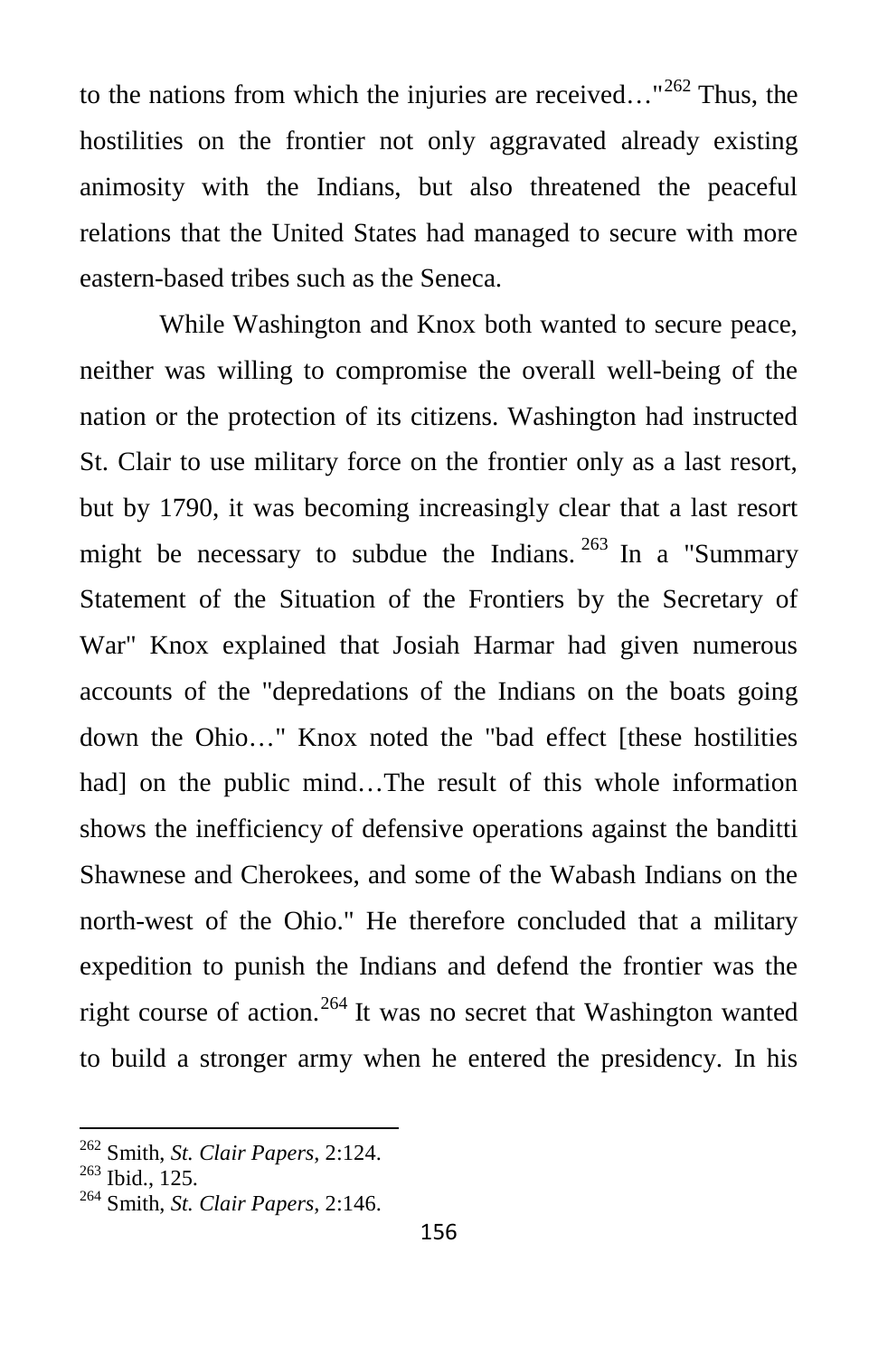to the nations from which the injuries are received…"[262] Thus, the hostilities on the frontier not only aggravated already existing animosity with the Indians, but also threatened the peaceful relations that the United States had managed to secure with more eastern-based tribes such as the Seneca.

While Washington and Knox both wanted to secure peace, neither was willing to compromise the overall well-being of the nation or the protection of its citizens. Washington had instructed St. Clair to use military force on the frontier only as a last resort, but by 1790, it was becoming increasingly clear that a last resort might be necessary to subdue the Indians.[263] In a "Summary Statement of the Situation of the Frontiers by the Secretary of War" Knox explained that Josiah Harmar had given numerous accounts of the "depredations of the Indians on the boats going down the Ohio…" Knox noted the "bad effect [these hostilities had] on the public mind…The result of this whole information shows the inefficiency of defensive operations against the banditti Shawnese and Cherokees, and some of the Wabash Indians on the north-west of the Ohio." He therefore concluded that a military expedition to punish the Indians and defend the frontier was the right course of action.[264] It was no secret that Washington wanted to build a stronger army when he entered the presidency. In his

---

[262] Smith, *St. Clair Papers*, 2:124.
[263] Ibid., 125.
[264] Smith, *St. Clair Papers*, 2:146.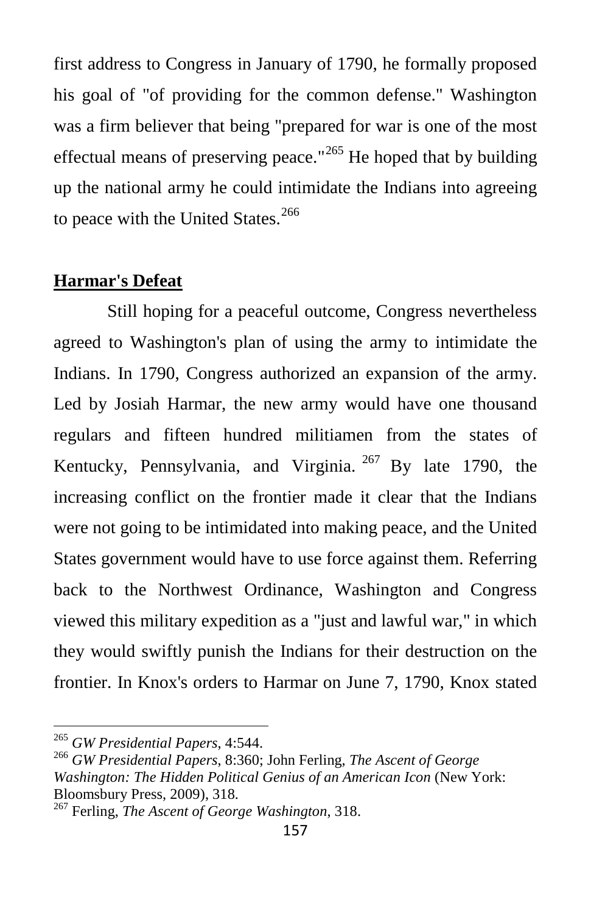first address to Congress in January of 1790, he formally proposed his goal of "of providing for the common defense." Washington was a firm believer that being "prepared for war is one of the most effectual means of preserving peace."[265] He hoped that by building up the national army he could intimidate the Indians into agreeing to peace with the United States.[266]

**Harmar's Defeat**

Still hoping for a peaceful outcome, Congress nevertheless agreed to Washington's plan of using the army to intimidate the Indians. In 1790, Congress authorized an expansion of the army. Led by Josiah Harmar, the new army would have one thousand regulars and fifteen hundred militiamen from the states of Kentucky, Pennsylvania, and Virginia.[267] By late 1790, the increasing conflict on the frontier made it clear that the Indians were not going to be intimidated into making peace, and the United States government would have to use force against them. Referring back to the Northwest Ordinance, Washington and Congress viewed this military expedition as a "just and lawful war," in which they would swiftly punish the Indians for their destruction on the frontier. In Knox's orders to Harmar on June 7, 1790, Knox stated

---

[265] *GW Presidential Papers*, 4:544.

[266] *GW Presidential Papers*, 8:360; John Ferling, *The Ascent of George Washington: The Hidden Political Genius of an American Icon* (New York: Bloomsbury Press, 2009), 318.

[267] Ferling, *The Ascent of George Washington*, 318.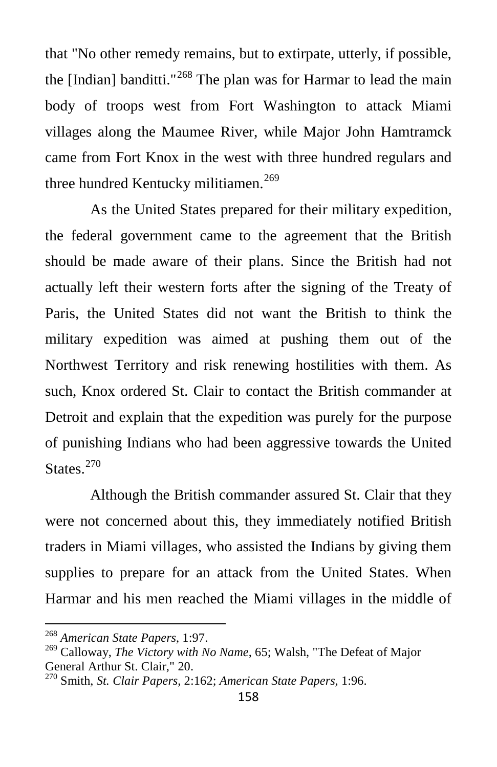that "No other remedy remains, but to extirpate, utterly, if possible, the [Indian] banditti."[268] The plan was for Harmar to lead the main body of troops west from Fort Washington to attack Miami villages along the Maumee River, while Major John Hamtramck came from Fort Knox in the west with three hundred regulars and three hundred Kentucky militiamen.[269]

As the United States prepared for their military expedition, the federal government came to the agreement that the British should be made aware of their plans. Since the British had not actually left their western forts after the signing of the Treaty of Paris, the United States did not want the British to think the military expedition was aimed at pushing them out of the Northwest Territory and risk renewing hostilities with them. As such, Knox ordered St. Clair to contact the British commander at Detroit and explain that the expedition was purely for the purpose of punishing Indians who had been aggressive towards the United States.[270]

Although the British commander assured St. Clair that they were not concerned about this, they immediately notified British traders in Miami villages, who assisted the Indians by giving them supplies to prepare for an attack from the United States. When Harmar and his men reached the Miami villages in the middle of

---

[268] *American State Papers*, 1:97.

[269] Calloway, *The Victory with No Name*, 65; Walsh, "The Defeat of Major General Arthur St. Clair," 20.

[270] Smith, *St. Clair Papers*, 2:162; *American State Papers*, 1:96.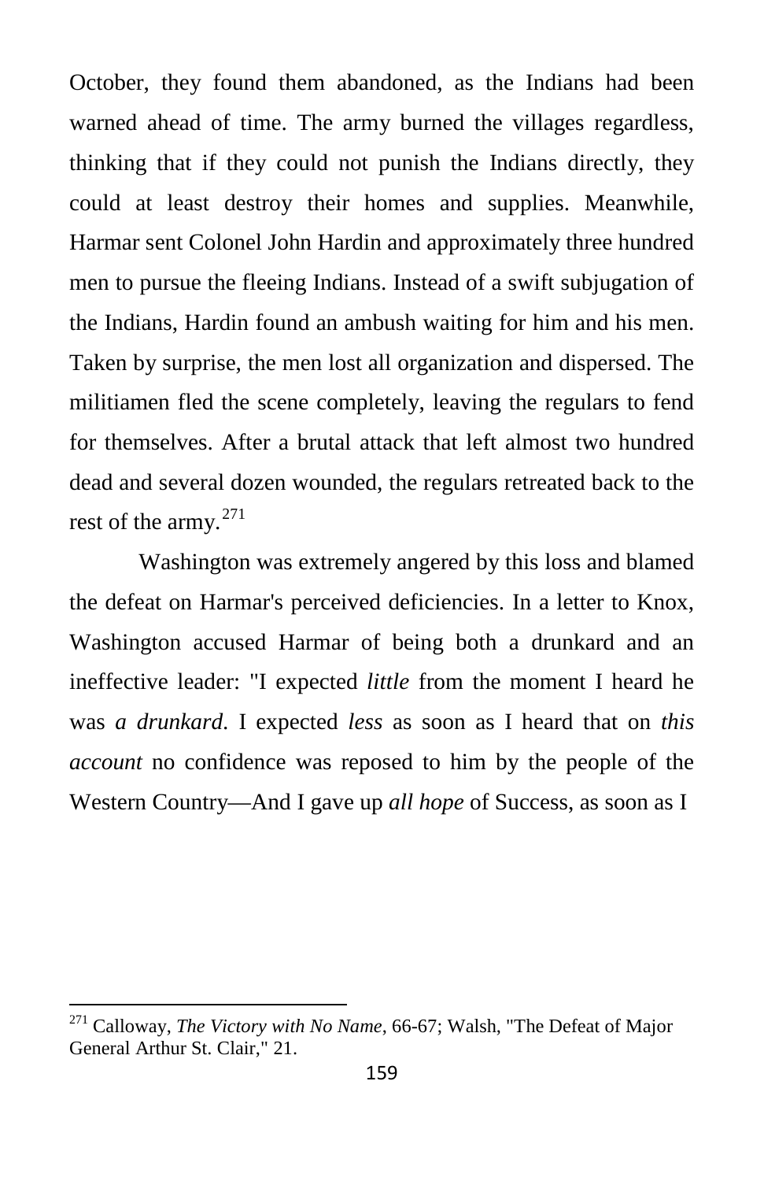October, they found them abandoned, as the Indians had been warned ahead of time. The army burned the villages regardless, thinking that if they could not punish the Indians directly, they could at least destroy their homes and supplies. Meanwhile, Harmar sent Colonel John Hardin and approximately three hundred men to pursue the fleeing Indians. Instead of a swift subjugation of the Indians, Hardin found an ambush waiting for him and his men. Taken by surprise, the men lost all organization and dispersed. The militiamen fled the scene completely, leaving the regulars to fend for themselves. After a brutal attack that left almost two hundred dead and several dozen wounded, the regulars retreated back to the rest of the army.[271]

Washington was extremely angered by this loss and blamed the defeat on Harmar's perceived deficiencies. In a letter to Knox, Washington accused Harmar of being both a drunkard and an ineffective leader: "I expected *little* from the moment I heard he was *a drunkard*. I expected *less* as soon as I heard that on *this account* no confidence was reposed to him by the people of the Western Country—And I gave up *all hope* of Success, as soon as I

---

[271] Calloway, *The Victory with No Name*, 66-67; Walsh, "The Defeat of Major General Arthur St. Clair," 21.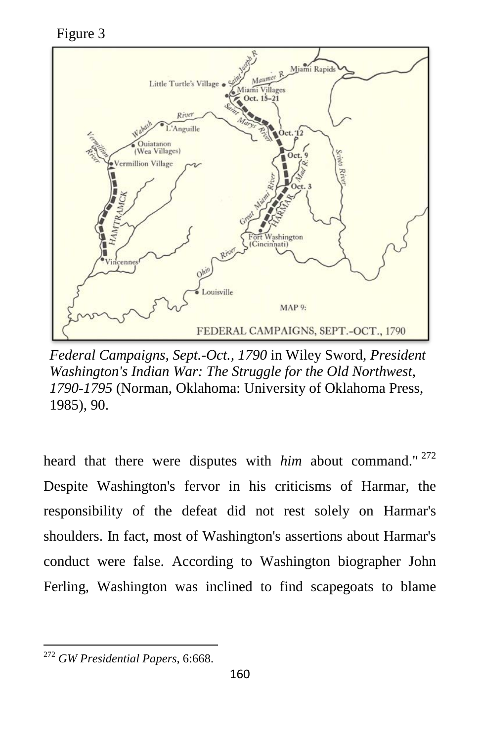Figure 3

*Federal Campaigns, Sept.-Oct., 1790* in Wiley Sword, *President Washington's Indian War: The Struggle for the Old Northwest, 1790-1795* (Norman, Oklahoma: University of Oklahoma Press, 1985), 90.

heard that there were disputes with *him* about command."[272] Despite Washington's fervor in his criticisms of Harmar, the responsibility of the defeat did not rest solely on Harmar's shoulders. In fact, most of Washington's assertions about Harmar's conduct were false. According to Washington biographer John Ferling, Washington was inclined to find scapegoats to blame

---

[272] *GW Presidential Papers*, 6:668.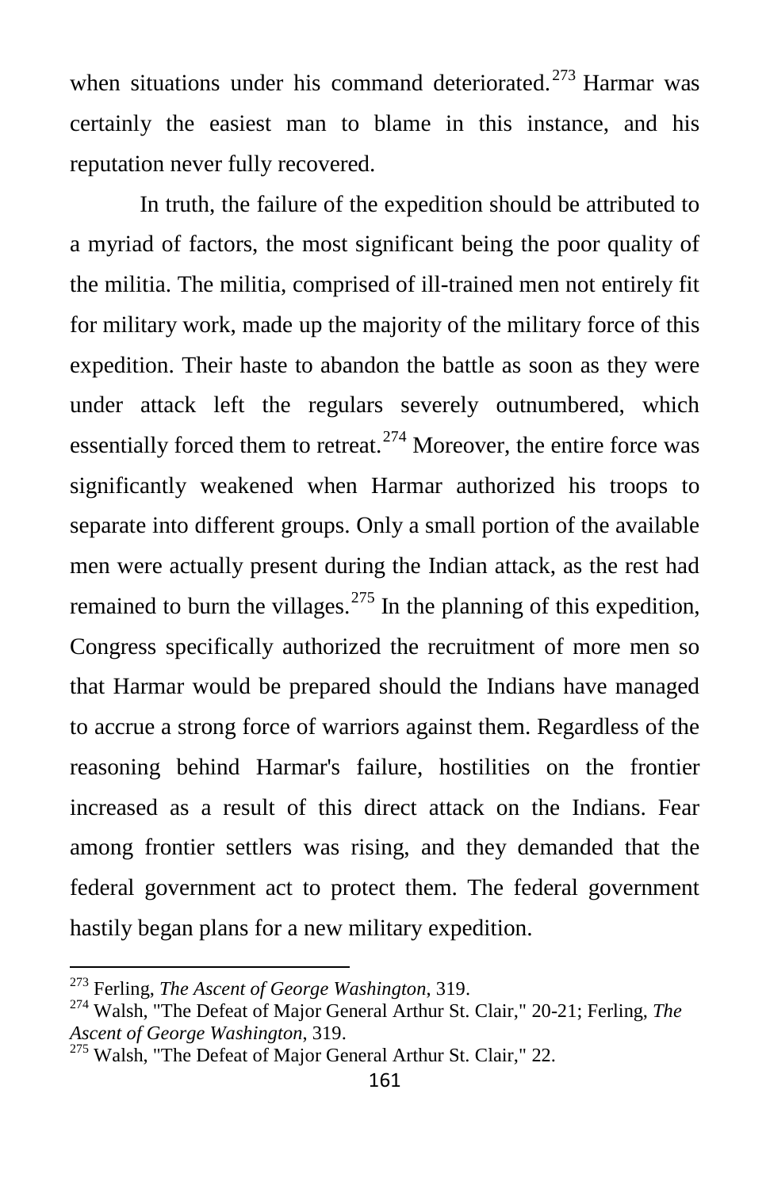when situations under his command deteriorated.[273] Harmar was certainly the easiest man to blame in this instance, and his reputation never fully recovered.

In truth, the failure of the expedition should be attributed to a myriad of factors, the most significant being the poor quality of the militia. The militia, comprised of ill-trained men not entirely fit for military work, made up the majority of the military force of this expedition. Their haste to abandon the battle as soon as they were under attack left the regulars severely outnumbered, which essentially forced them to retreat.[274] Moreover, the entire force was significantly weakened when Harmar authorized his troops to separate into different groups. Only a small portion of the available men were actually present during the Indian attack, as the rest had remained to burn the villages.[275] In the planning of this expedition, Congress specifically authorized the recruitment of more men so that Harmar would be prepared should the Indians have managed to accrue a strong force of warriors against them. Regardless of the reasoning behind Harmar's failure, hostilities on the frontier increased as a result of this direct attack on the Indians. Fear among frontier settlers was rising, and they demanded that the federal government act to protect them. The federal government hastily began plans for a new military expedition.

---

[273] Ferling, *The Ascent of George Washington*, 319.

[274] Walsh, "The Defeat of Major General Arthur St. Clair," 20-21; Ferling, *The Ascent of George Washington*, 319.

[275] Walsh, "The Defeat of Major General Arthur St. Clair," 22.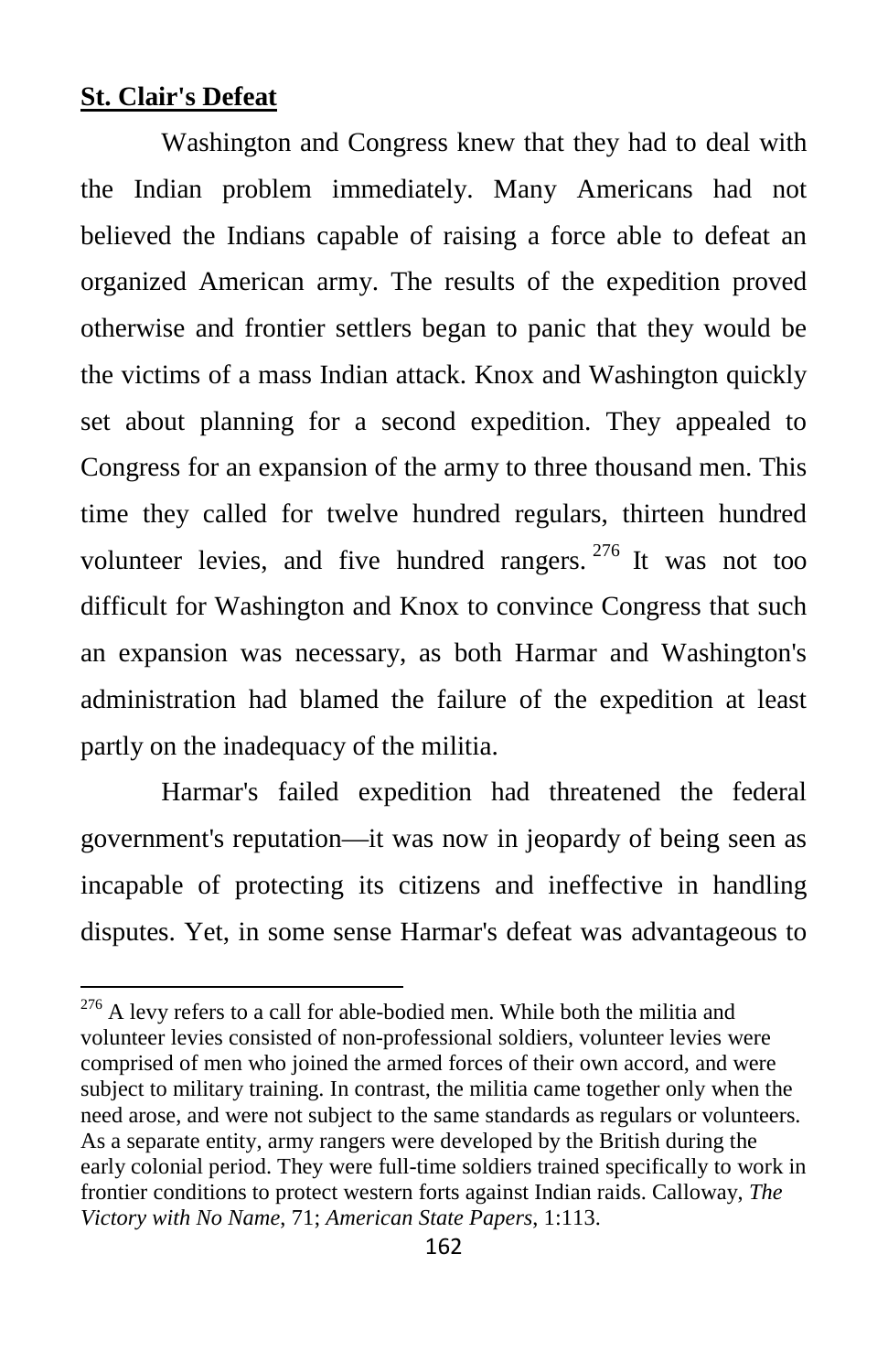## St. Clair's Defeat

Washington and Congress knew that they had to deal with the Indian problem immediately. Many Americans had not believed the Indians capable of raising a force able to defeat an organized American army. The results of the expedition proved otherwise and frontier settlers began to panic that they would be the victims of a mass Indian attack. Knox and Washington quickly set about planning for a second expedition. They appealed to Congress for an expansion of the army to three thousand men. This time they called for twelve hundred regulars, thirteen hundred volunteer levies, and five hundred rangers.[276] It was not too difficult for Washington and Knox to convince Congress that such an expansion was necessary, as both Harmar and Washington's administration had blamed the failure of the expedition at least partly on the inadequacy of the militia.

Harmar's failed expedition had threatened the federal government's reputation—it was now in jeopardy of being seen as incapable of protecting its citizens and ineffective in handling disputes. Yet, in some sense Harmar's defeat was advantageous to

---

[276] A levy refers to a call for able-bodied men. While both the militia and volunteer levies consisted of non-professional soldiers, volunteer levies were comprised of men who joined the armed forces of their own accord, and were subject to military training. In contrast, the militia came together only when the need arose, and were not subject to the same standards as regulars or volunteers. As a separate entity, army rangers were developed by the British during the early colonial period. They were full-time soldiers trained specifically to work in frontier conditions to protect western forts against Indian raids. Calloway, *The Victory with No Name*, 71; *American State Papers*, 1:113.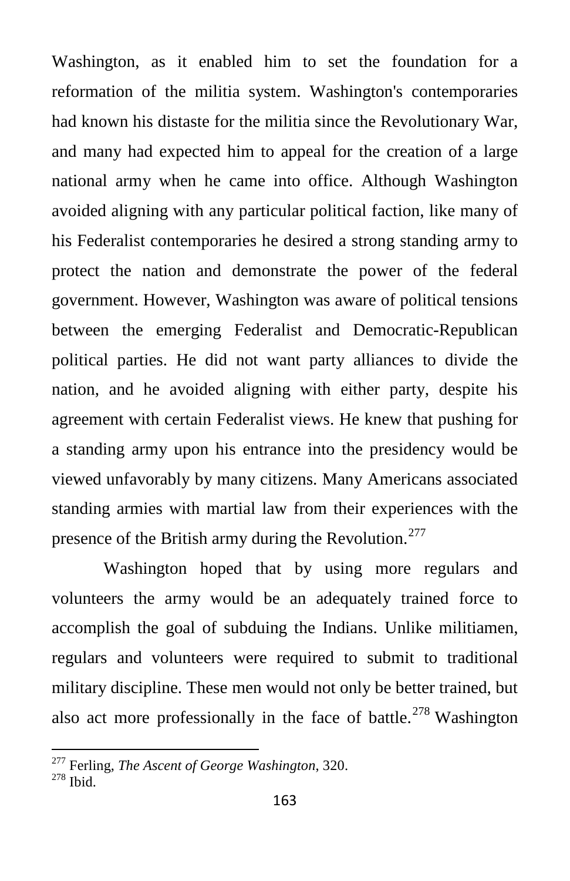Washington, as it enabled him to set the foundation for a reformation of the militia system. Washington's contemporaries had known his distaste for the militia since the Revolutionary War, and many had expected him to appeal for the creation of a large national army when he came into office. Although Washington avoided aligning with any particular political faction, like many of his Federalist contemporaries he desired a strong standing army to protect the nation and demonstrate the power of the federal government. However, Washington was aware of political tensions between the emerging Federalist and Democratic-Republican political parties. He did not want party alliances to divide the nation, and he avoided aligning with either party, despite his agreement with certain Federalist views. He knew that pushing for a standing army upon his entrance into the presidency would be viewed unfavorably by many citizens. Many Americans associated standing armies with martial law from their experiences with the presence of the British army during the Revolution.[277]

Washington hoped that by using more regulars and volunteers the army would be an adequately trained force to accomplish the goal of subduing the Indians. Unlike militiamen, regulars and volunteers were required to submit to traditional military discipline. These men would not only be better trained, but also act more professionally in the face of battle.[278] Washington

---

[277] Ferling, *The Ascent of George Washington*, 320.

[278] Ibid.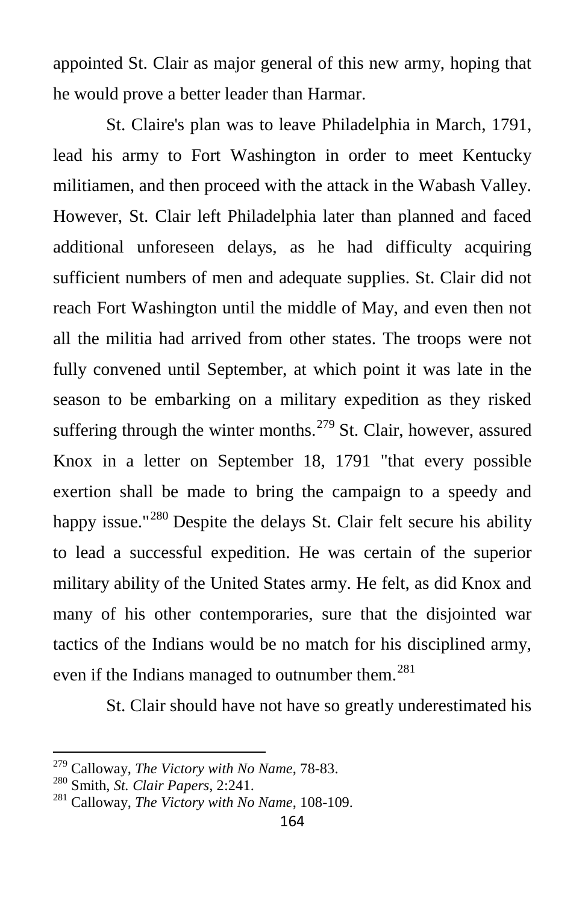appointed St. Clair as major general of this new army, hoping that he would prove a better leader than Harmar.

St. Claire's plan was to leave Philadelphia in March, 1791, lead his army to Fort Washington in order to meet Kentucky militiamen, and then proceed with the attack in the Wabash Valley. However, St. Clair left Philadelphia later than planned and faced additional unforeseen delays, as he had difficulty acquiring sufficient numbers of men and adequate supplies. St. Clair did not reach Fort Washington until the middle of May, and even then not all the militia had arrived from other states. The troops were not fully convened until September, at which point it was late in the season to be embarking on a military expedition as they risked suffering through the winter months.[279] St. Clair, however, assured Knox in a letter on September 18, 1791 "that every possible exertion shall be made to bring the campaign to a speedy and happy issue."[280] Despite the delays St. Clair felt secure his ability to lead a successful expedition. He was certain of the superior military ability of the United States army. He felt, as did Knox and many of his other contemporaries, sure that the disjointed war tactics of the Indians would be no match for his disciplined army, even if the Indians managed to outnumber them.[281]

St. Clair should have not have so greatly underestimated his

---

[279] Calloway, *The Victory with No Name*, 78-83.
[280] Smith, *St. Clair Papers*, 2:241.
[281] Calloway, *The Victory with No Name*, 108-109.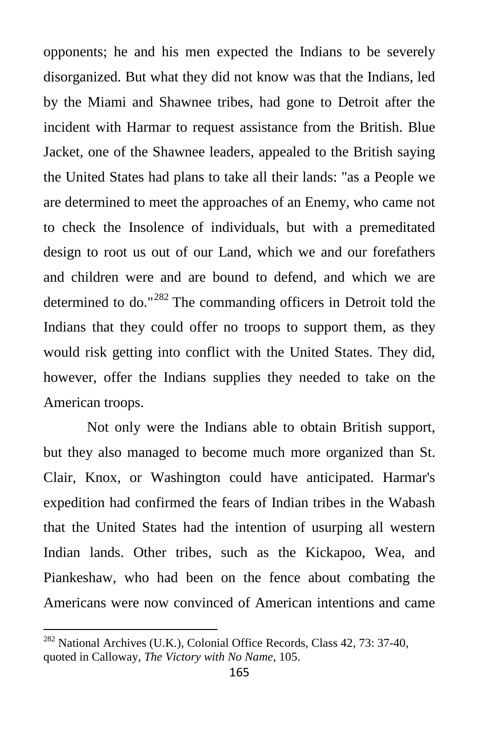opponents; he and his men expected the Indians to be severely disorganized. But what they did not know was that the Indians, led by the Miami and Shawnee tribes, had gone to Detroit after the incident with Harmar to request assistance from the British. Blue Jacket, one of the Shawnee leaders, appealed to the British saying the United States had plans to take all their lands: "as a People we are determined to meet the approaches of an Enemy, who came not to check the Insolence of individuals, but with a premeditated design to root us out of our Land, which we and our forefathers and children were and are bound to defend, and which we are determined to do."[282] The commanding officers in Detroit told the Indians that they could offer no troops to support them, as they would risk getting into conflict with the United States. They did, however, offer the Indians supplies they needed to take on the American troops.

Not only were the Indians able to obtain British support, but they also managed to become much more organized than St. Clair, Knox, or Washington could have anticipated. Harmar's expedition had confirmed the fears of Indian tribes in the Wabash that the United States had the intention of usurping all western Indian lands. Other tribes, such as the Kickapoo, Wea, and Piankeshaw, who had been on the fence about combating the Americans were now convinced of American intentions and came

---

[282] National Archives (U.K.), Colonial Office Records, Class 42, 73: 37-40, quoted in Calloway, *The Victory with No Name*, 105.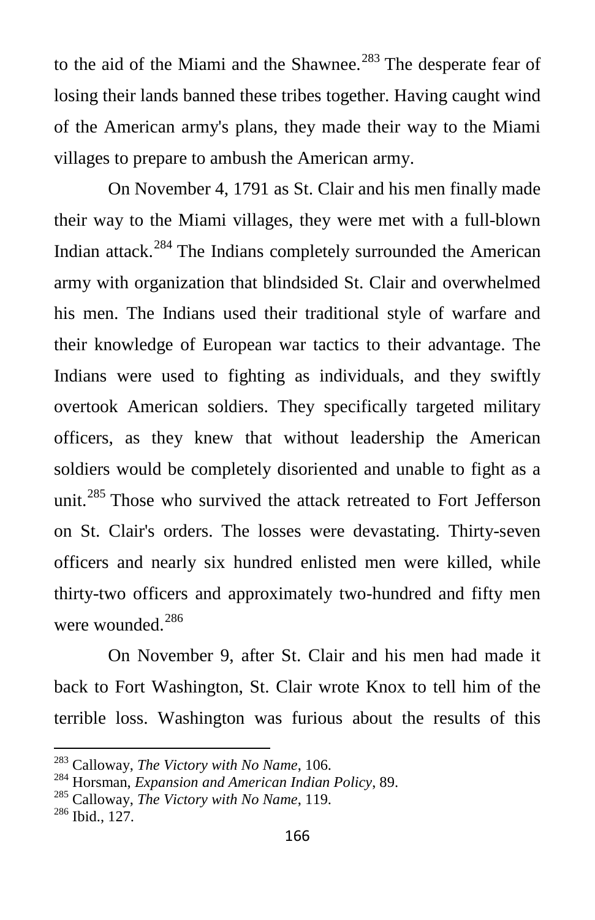to the aid of the Miami and the Shawnee.[283] The desperate fear of losing their lands banned these tribes together. Having caught wind of the American army's plans, they made their way to the Miami villages to prepare to ambush the American army.

On November 4, 1791 as St. Clair and his men finally made their way to the Miami villages, they were met with a full-blown Indian attack.[284] The Indians completely surrounded the American army with organization that blindsided St. Clair and overwhelmed his men. The Indians used their traditional style of warfare and their knowledge of European war tactics to their advantage. The Indians were used to fighting as individuals, and they swiftly overtook American soldiers. They specifically targeted military officers, as they knew that without leadership the American soldiers would be completely disoriented and unable to fight as a unit.[285] Those who survived the attack retreated to Fort Jefferson on St. Clair's orders. The losses were devastating. Thirty-seven officers and nearly six hundred enlisted men were killed, while thirty-two officers and approximately two-hundred and fifty men were wounded.[286]

On November 9, after St. Clair and his men had made it back to Fort Washington, St. Clair wrote Knox to tell him of the terrible loss. Washington was furious about the results of this

---

[283] Calloway, *The Victory with No Name*, 106.
[284] Horsman, *Expansion and American Indian Policy*, 89.
[285] Calloway, *The Victory with No Name*, 119.
[286] Ibid., 127.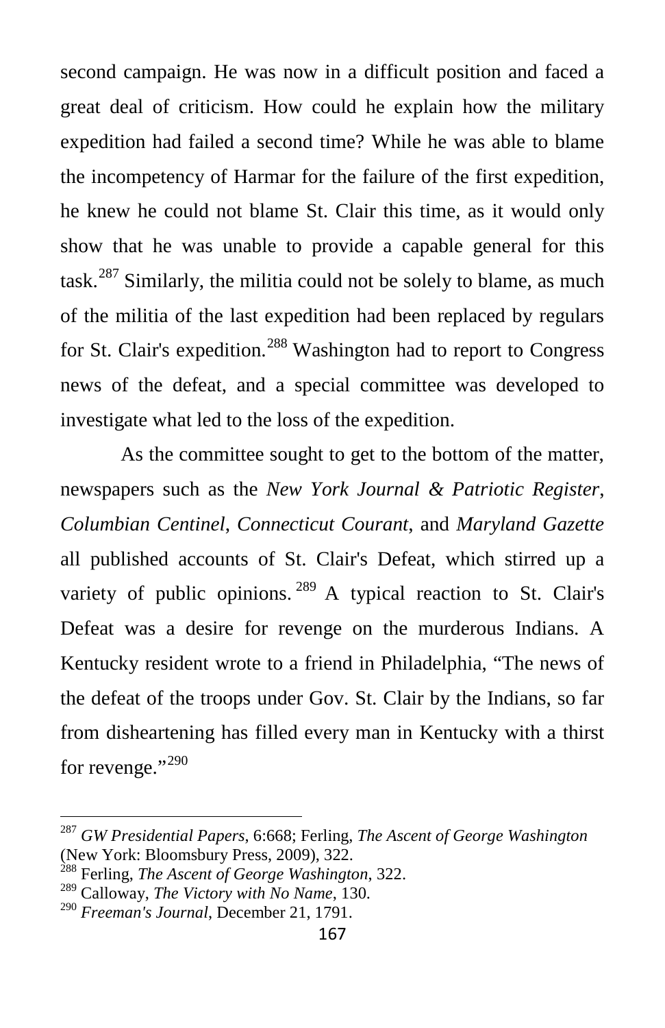second campaign. He was now in a difficult position and faced a great deal of criticism. How could he explain how the military expedition had failed a second time? While he was able to blame the incompetency of Harmar for the failure of the first expedition, he knew he could not blame St. Clair this time, as it would only show that he was unable to provide a capable general for this task.[287] Similarly, the militia could not be solely to blame, as much of the militia of the last expedition had been replaced by regulars for St. Clair's expedition.[288] Washington had to report to Congress news of the defeat, and a special committee was developed to investigate what led to the loss of the expedition.

As the committee sought to get to the bottom of the matter, newspapers such as the *New York Journal & Patriotic Register*, *Columbian Centinel*, *Connecticut Courant*, and *Maryland Gazette* all published accounts of St. Clair's Defeat, which stirred up a variety of public opinions.[289] A typical reaction to St. Clair's Defeat was a desire for revenge on the murderous Indians. A Kentucky resident wrote to a friend in Philadelphia, "The news of the defeat of the troops under Gov. St. Clair by the Indians, so far from disheartening has filled every man in Kentucky with a thirst for revenge."[290]

---

[287] *GW Presidential Papers*, 6:668; Ferling, *The Ascent of George Washington* (New York: Bloomsbury Press, 2009), 322.

[288] Ferling, *The Ascent of George Washington*, 322.

[289] Calloway, *The Victory with No Name*, 130.

[290] *Freeman's Journal*, December 21, 1791.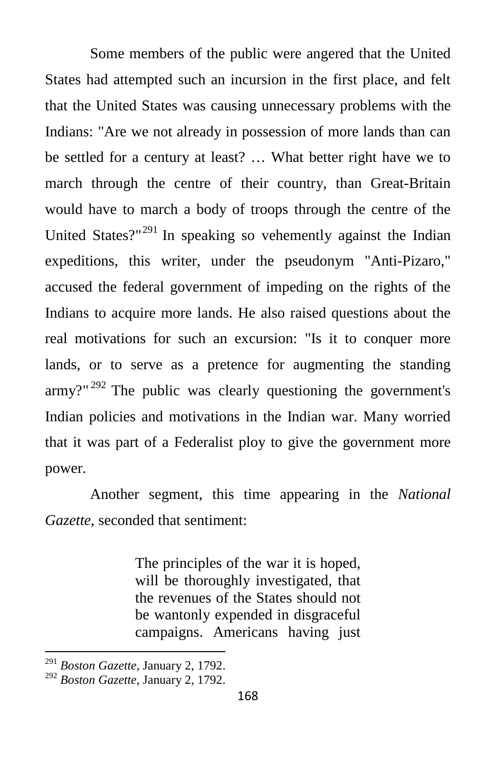Some members of the public were angered that the United States had attempted such an incursion in the first place, and felt that the United States was causing unnecessary problems with the Indians: "Are we not already in possession of more lands than can be settled for a century at least? … What better right have we to march through the centre of their country, than Great-Britain would have to march a body of troops through the centre of the United States?"[291] In speaking so vehemently against the Indian expeditions, this writer, under the pseudonym "Anti-Pizaro," accused the federal government of impeding on the rights of the Indians to acquire more lands. He also raised questions about the real motivations for such an excursion: "Is it to conquer more lands, or to serve as a pretence for augmenting the standing army?"[292] The public was clearly questioning the government's Indian policies and motivations in the Indian war. Many worried that it was part of a Federalist ploy to give the government more power.

Another segment, this time appearing in the *National Gazette*, seconded that sentiment:

> The principles of the war it is hoped, will be thoroughly investigated, that the revenues of the States should not be wantonly expended in disgraceful campaigns. Americans having just

---

[291] *Boston Gazette*, January 2, 1792.

[292] *Boston Gazette*, January 2, 1792.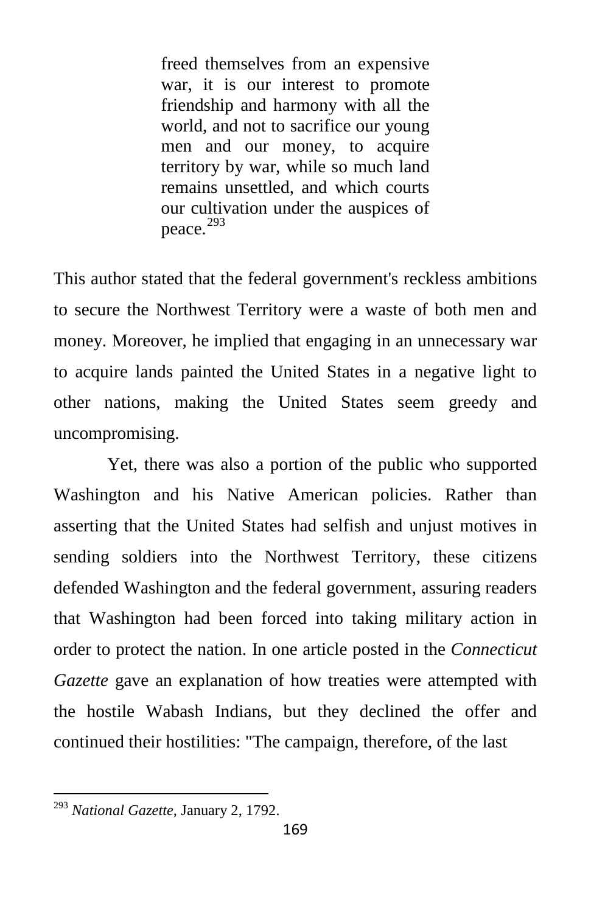> freed themselves from an expensive war, it is our interest to promote friendship and harmony with all the world, and not to sacrifice our young men and our money, to acquire territory by war, while so much land remains unsettled, and which courts our cultivation under the auspices of peace.[293]

This author stated that the federal government's reckless ambitions to secure the Northwest Territory were a waste of both men and money. Moreover, he implied that engaging in an unnecessary war to acquire lands painted the United States in a negative light to other nations, making the United States seem greedy and uncompromising.

Yet, there was also a portion of the public who supported Washington and his Native American policies. Rather than asserting that the United States had selfish and unjust motives in sending soldiers into the Northwest Territory, these citizens defended Washington and the federal government, assuring readers that Washington had been forced into taking military action in order to protect the nation. In one article posted in the *Connecticut Gazette* gave an explanation of how treaties were attempted with the hostile Wabash Indians, but they declined the offer and continued their hostilities: "The campaign, therefore, of the last

---

[293] *National Gazette*, January 2, 1792.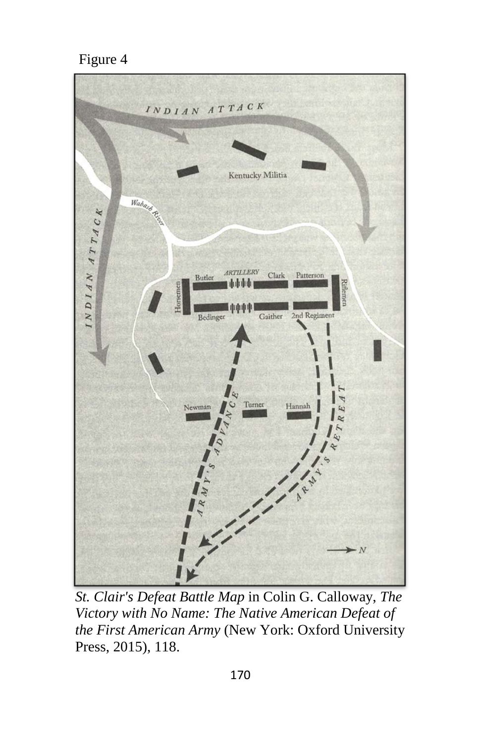Figure 4

*St. Clair's Defeat Battle Map* in Colin G. Calloway, *The Victory with No Name: The Native American Defeat of the First American Army* (New York: Oxford University Press, 2015), 118.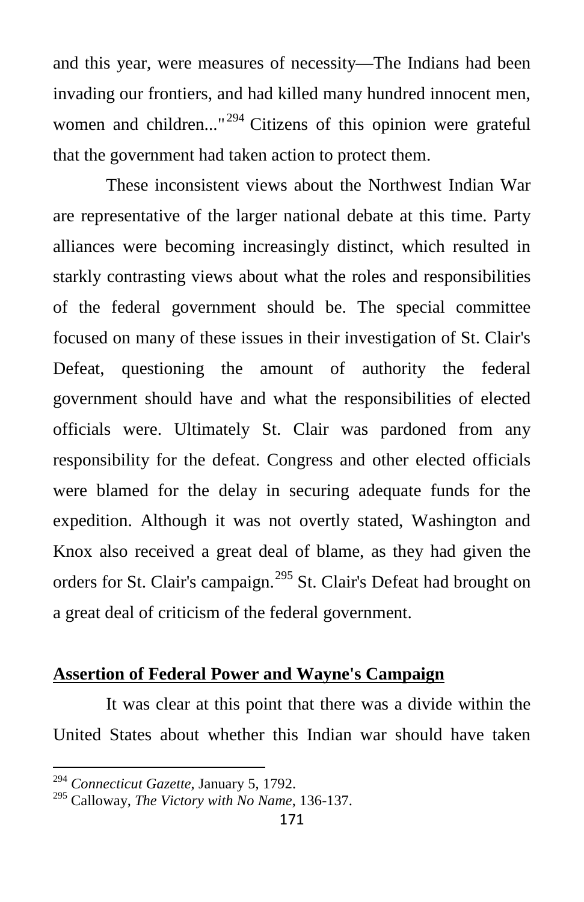and this year, were measures of necessity—The Indians had been invading our frontiers, and had killed many hundred innocent men, women and children..."[294] Citizens of this opinion were grateful that the government had taken action to protect them.

These inconsistent views about the Northwest Indian War are representative of the larger national debate at this time. Party alliances were becoming increasingly distinct, which resulted in starkly contrasting views about what the roles and responsibilities of the federal government should be. The special committee focused on many of these issues in their investigation of St. Clair's Defeat, questioning the amount of authority the federal government should have and what the responsibilities of elected officials were. Ultimately St. Clair was pardoned from any responsibility for the defeat. Congress and other elected officials were blamed for the delay in securing adequate funds for the expedition. Although it was not overtly stated, Washington and Knox also received a great deal of blame, as they had given the orders for St. Clair's campaign.[295] St. Clair's Defeat had brought on a great deal of criticism of the federal government.

## **Assertion of Federal Power and Wayne's Campaign**

It was clear at this point that there was a divide within the United States about whether this Indian war should have taken

---

[294] *Connecticut Gazette*, January 5, 1792.

[295] Calloway, *The Victory with No Name*, 136-137.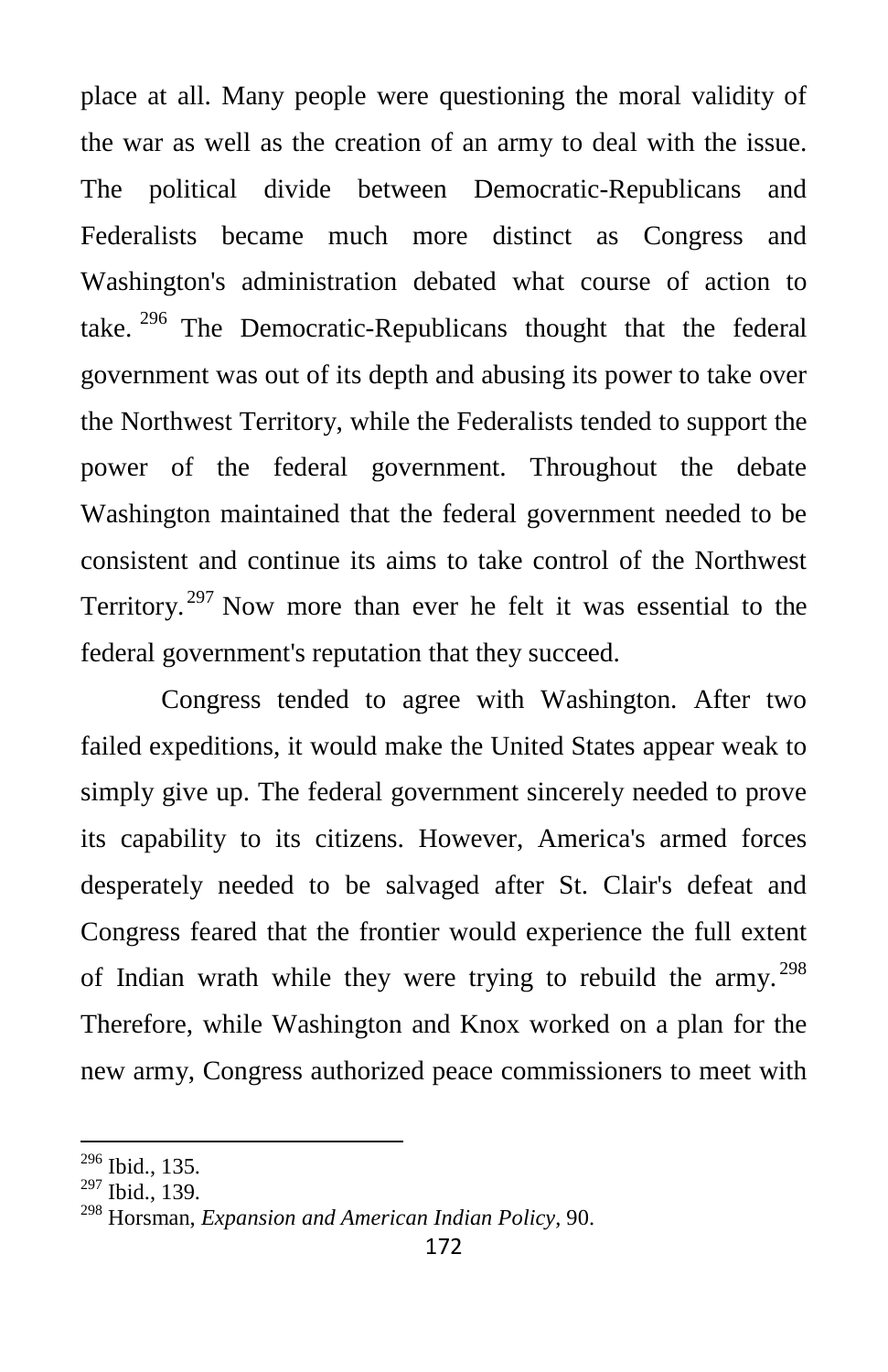place at all. Many people were questioning the moral validity of the war as well as the creation of an army to deal with the issue. The political divide between Democratic-Republicans and Federalists became much more distinct as Congress and Washington's administration debated what course of action to take.[296] The Democratic-Republicans thought that the federal government was out of its depth and abusing its power to take over the Northwest Territory, while the Federalists tended to support the power of the federal government. Throughout the debate Washington maintained that the federal government needed to be consistent and continue its aims to take control of the Northwest Territory.[297] Now more than ever he felt it was essential to the federal government's reputation that they succeed.

Congress tended to agree with Washington. After two failed expeditions, it would make the United States appear weak to simply give up. The federal government sincerely needed to prove its capability to its citizens. However, America's armed forces desperately needed to be salvaged after St. Clair's defeat and Congress feared that the frontier would experience the full extent of Indian wrath while they were trying to rebuild the army.[298] Therefore, while Washington and Knox worked on a plan for the new army, Congress authorized peace commissioners to meet with

---

[296] Ibid., 135.

[297] Ibid., 139.

[298] Horsman, *Expansion and American Indian Policy*, 90.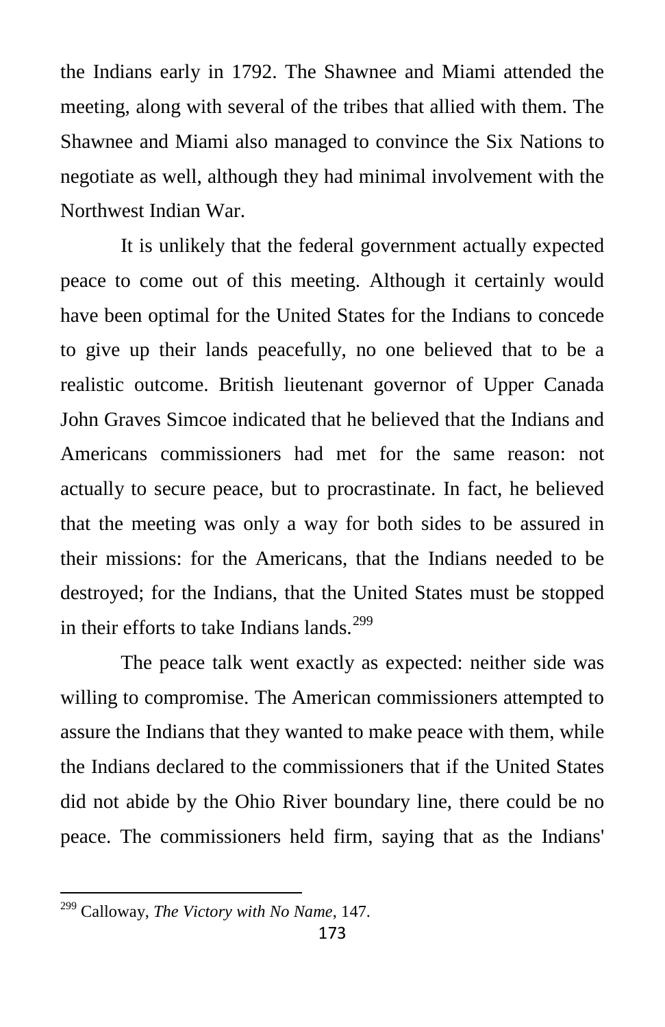the Indians early in 1792. The Shawnee and Miami attended the meeting, along with several of the tribes that allied with them. The Shawnee and Miami also managed to convince the Six Nations to negotiate as well, although they had minimal involvement with the Northwest Indian War.

It is unlikely that the federal government actually expected peace to come out of this meeting. Although it certainly would have been optimal for the United States for the Indians to concede to give up their lands peacefully, no one believed that to be a realistic outcome. British lieutenant governor of Upper Canada John Graves Simcoe indicated that he believed that the Indians and Americans commissioners had met for the same reason: not actually to secure peace, but to procrastinate. In fact, he believed that the meeting was only a way for both sides to be assured in their missions: for the Americans, that the Indians needed to be destroyed; for the Indians, that the United States must be stopped in their efforts to take Indians lands.[299]

The peace talk went exactly as expected: neither side was willing to compromise. The American commissioners attempted to assure the Indians that they wanted to make peace with them, while the Indians declared to the commissioners that if the United States did not abide by the Ohio River boundary line, there could be no peace. The commissioners held firm, saying that as the Indians'

---

[299] Calloway, *The Victory with No Name*, 147.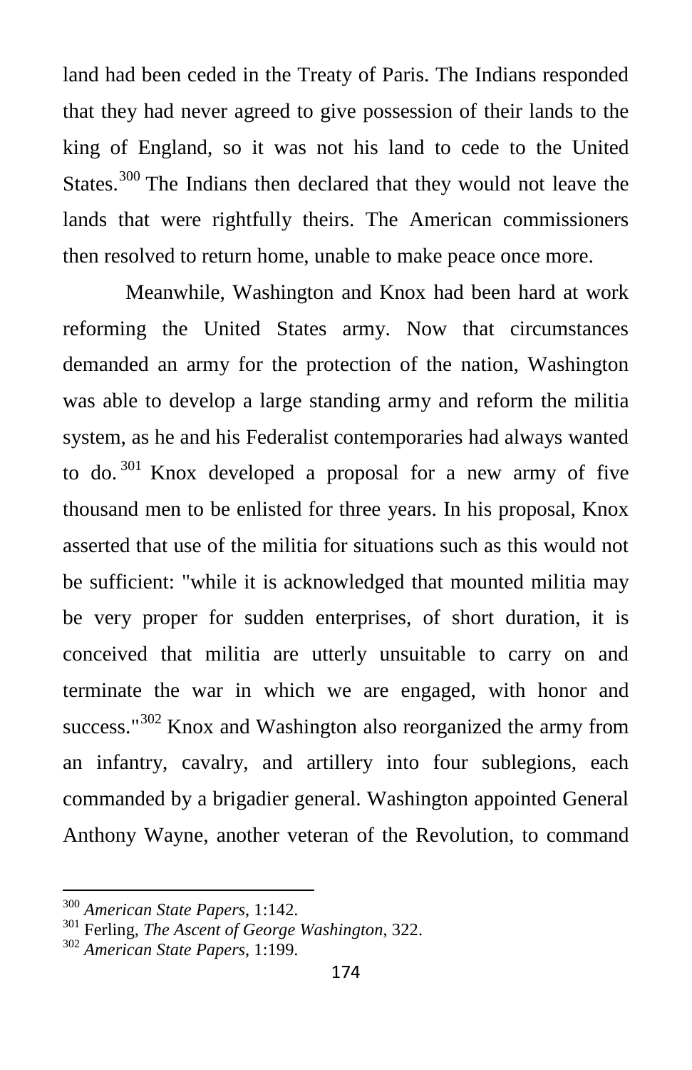land had been ceded in the Treaty of Paris. The Indians responded that they had never agreed to give possession of their lands to the king of England, so it was not his land to cede to the United States.[300] The Indians then declared that they would not leave the lands that were rightfully theirs. The American commissioners then resolved to return home, unable to make peace once more.

Meanwhile, Washington and Knox had been hard at work reforming the United States army. Now that circumstances demanded an army for the protection of the nation, Washington was able to develop a large standing army and reform the militia system, as he and his Federalist contemporaries had always wanted to do.[301] Knox developed a proposal for a new army of five thousand men to be enlisted for three years. In his proposal, Knox asserted that use of the militia for situations such as this would not be sufficient: "while it is acknowledged that mounted militia may be very proper for sudden enterprises, of short duration, it is conceived that militia are utterly unsuitable to carry on and terminate the war in which we are engaged, with honor and success."[302] Knox and Washington also reorganized the army from an infantry, cavalry, and artillery into four sublegions, each commanded by a brigadier general. Washington appointed General Anthony Wayne, another veteran of the Revolution, to command

---

[300] *American State Papers*, 1:142.

[301] Ferling, *The Ascent of George Washington*, 322.

[302] *American State Papers*, 1:199.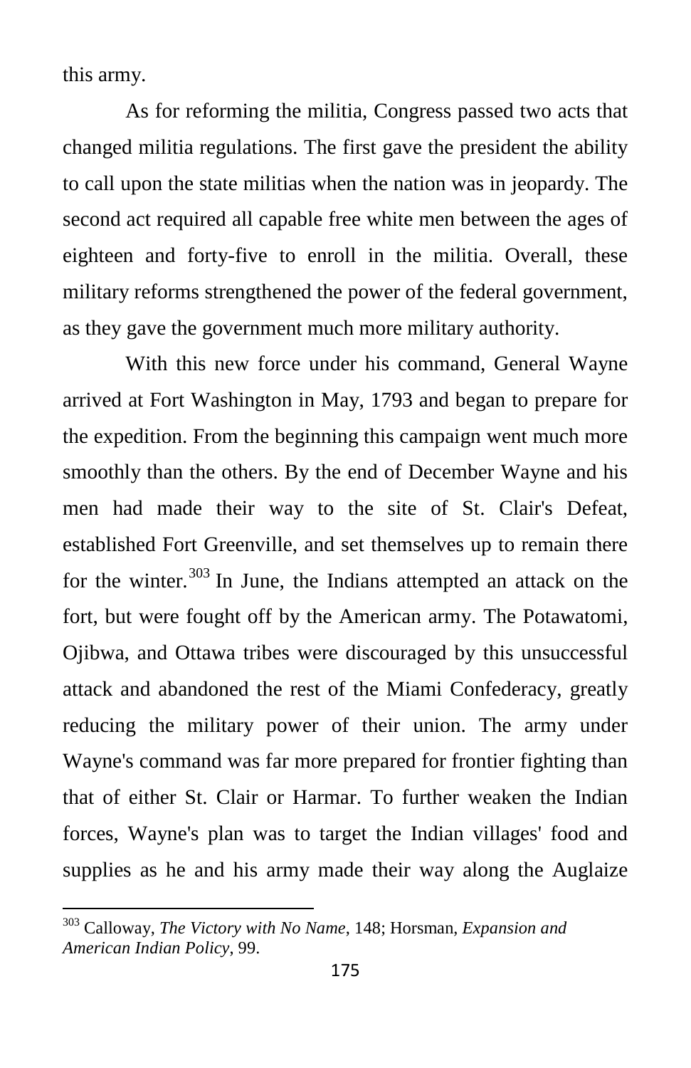this army.

As for reforming the militia, Congress passed two acts that changed militia regulations. The first gave the president the ability to call upon the state militias when the nation was in jeopardy. The second act required all capable free white men between the ages of eighteen and forty-five to enroll in the militia. Overall, these military reforms strengthened the power of the federal government, as they gave the government much more military authority.

With this new force under his command, General Wayne arrived at Fort Washington in May, 1793 and began to prepare for the expedition. From the beginning this campaign went much more smoothly than the others. By the end of December Wayne and his men had made their way to the site of St. Clair's Defeat, established Fort Greenville, and set themselves up to remain there for the winter.[303] In June, the Indians attempted an attack on the fort, but were fought off by the American army. The Potawatomi, Ojibwa, and Ottawa tribes were discouraged by this unsuccessful attack and abandoned the rest of the Miami Confederacy, greatly reducing the military power of their union. The army under Wayne's command was far more prepared for frontier fighting than that of either St. Clair or Harmar. To further weaken the Indian forces, Wayne's plan was to target the Indian villages' food and supplies as he and his army made their way along the Auglaize

---

[303] Calloway, *The Victory with No Name*, 148; Horsman, *Expansion and American Indian Policy*, 99.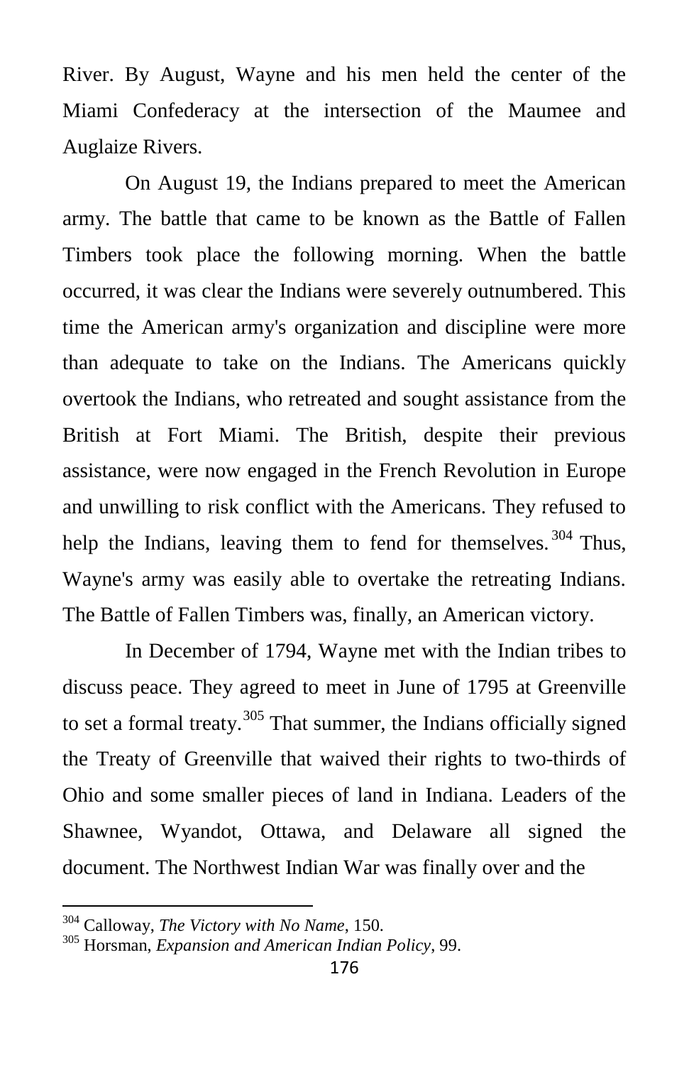River. By August, Wayne and his men held the center of the Miami Confederacy at the intersection of the Maumee and Auglaize Rivers.

On August 19, the Indians prepared to meet the American army. The battle that came to be known as the Battle of Fallen Timbers took place the following morning. When the battle occurred, it was clear the Indians were severely outnumbered. This time the American army's organization and discipline were more than adequate to take on the Indians. The Americans quickly overtook the Indians, who retreated and sought assistance from the British at Fort Miami. The British, despite their previous assistance, were now engaged in the French Revolution in Europe and unwilling to risk conflict with the Americans. They refused to help the Indians, leaving them to fend for themselves.[304] Thus, Wayne's army was easily able to overtake the retreating Indians. The Battle of Fallen Timbers was, finally, an American victory.

In December of 1794, Wayne met with the Indian tribes to discuss peace. They agreed to meet in June of 1795 at Greenville to set a formal treaty.[305] That summer, the Indians officially signed the Treaty of Greenville that waived their rights to two-thirds of Ohio and some smaller pieces of land in Indiana. Leaders of the Shawnee, Wyandot, Ottawa, and Delaware all signed the document. The Northwest Indian War was finally over and the

---

[304] Calloway, *The Victory with No Name*, 150.

[305] Horsman, *Expansion and American Indian Policy*, 99.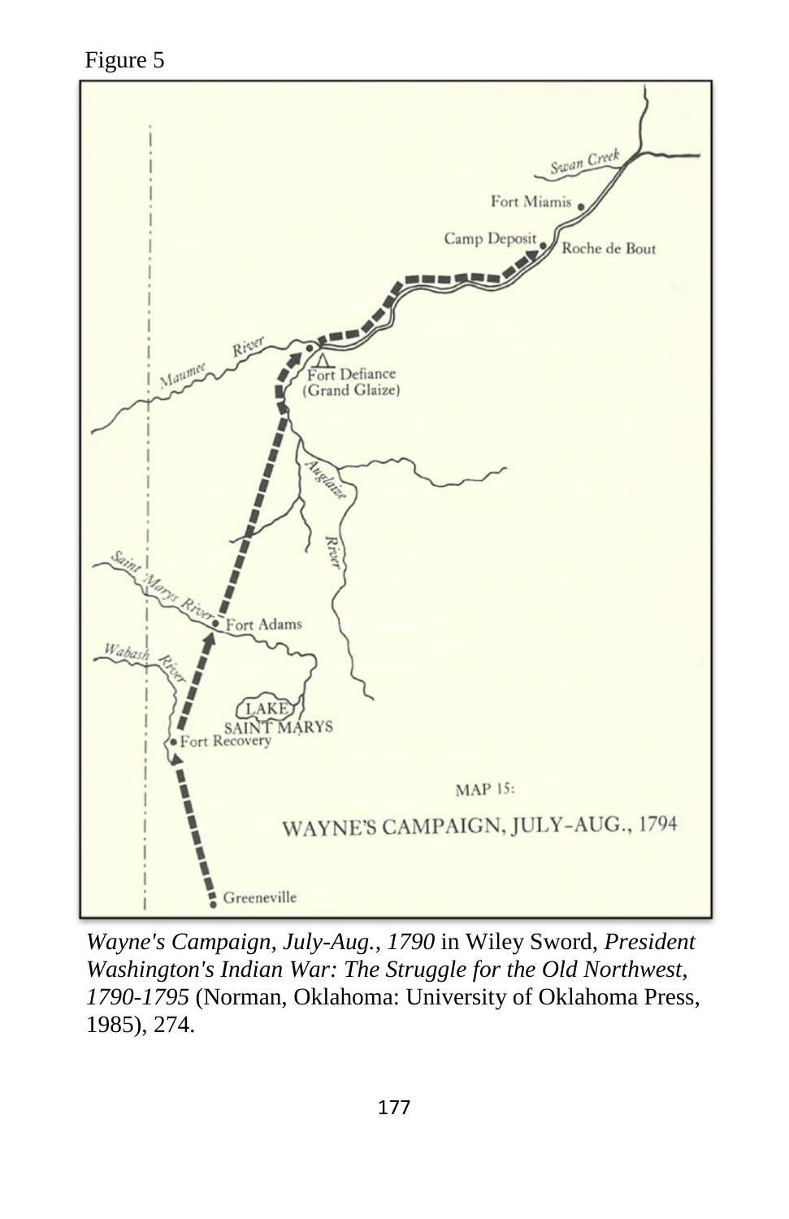Figure 5

*Wayne's Campaign, July-Aug., 1790* in Wiley Sword, *President Washington's Indian War: The Struggle for the Old Northwest, 1790-1795* (Norman, Oklahoma: University of Oklahoma Press, 1985), 274.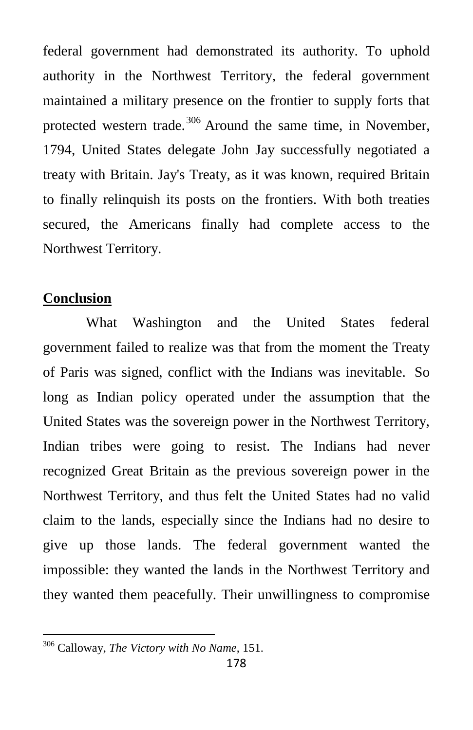federal government had demonstrated its authority. To uphold authority in the Northwest Territory, the federal government maintained a military presence on the frontier to supply forts that protected western trade.[306] Around the same time, in November, 1794, United States delegate John Jay successfully negotiated a treaty with Britain. Jay's Treaty, as it was known, required Britain to finally relinquish its posts on the frontiers. With both treaties secured, the Americans finally had complete access to the Northwest Territory.

## Conclusion

What Washington and the United States federal government failed to realize was that from the moment the Treaty of Paris was signed, conflict with the Indians was inevitable. So long as Indian policy operated under the assumption that the United States was the sovereign power in the Northwest Territory, Indian tribes were going to resist. The Indians had never recognized Great Britain as the previous sovereign power in the Northwest Territory, and thus felt the United States had no valid claim to the lands, especially since the Indians had no desire to give up those lands. The federal government wanted the impossible: they wanted the lands in the Northwest Territory and they wanted them peacefully. Their unwillingness to compromise

---

[306] Calloway, *The Victory with No Name*, 151.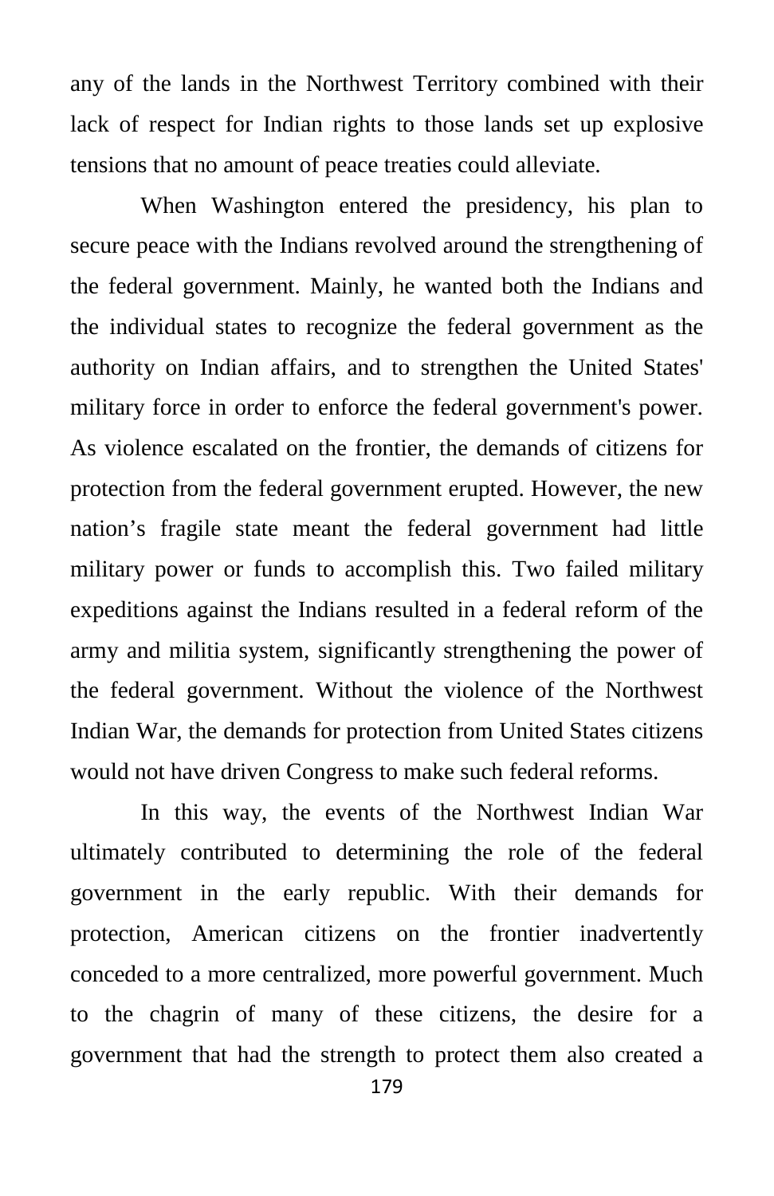any of the lands in the Northwest Territory combined with their lack of respect for Indian rights to those lands set up explosive tensions that no amount of peace treaties could alleviate.

When Washington entered the presidency, his plan to secure peace with the Indians revolved around the strengthening of the federal government. Mainly, he wanted both the Indians and the individual states to recognize the federal government as the authority on Indian affairs, and to strengthen the United States' military force in order to enforce the federal government's power. As violence escalated on the frontier, the demands of citizens for protection from the federal government erupted. However, the new nation's fragile state meant the federal government had little military power or funds to accomplish this. Two failed military expeditions against the Indians resulted in a federal reform of the army and militia system, significantly strengthening the power of the federal government. Without the violence of the Northwest Indian War, the demands for protection from United States citizens would not have driven Congress to make such federal reforms.

In this way, the events of the Northwest Indian War ultimately contributed to determining the role of the federal government in the early republic. With their demands for protection, American citizens on the frontier inadvertently conceded to a more centralized, more powerful government. Much to the chagrin of many of these citizens, the desire for a government that had the strength to protect them also created a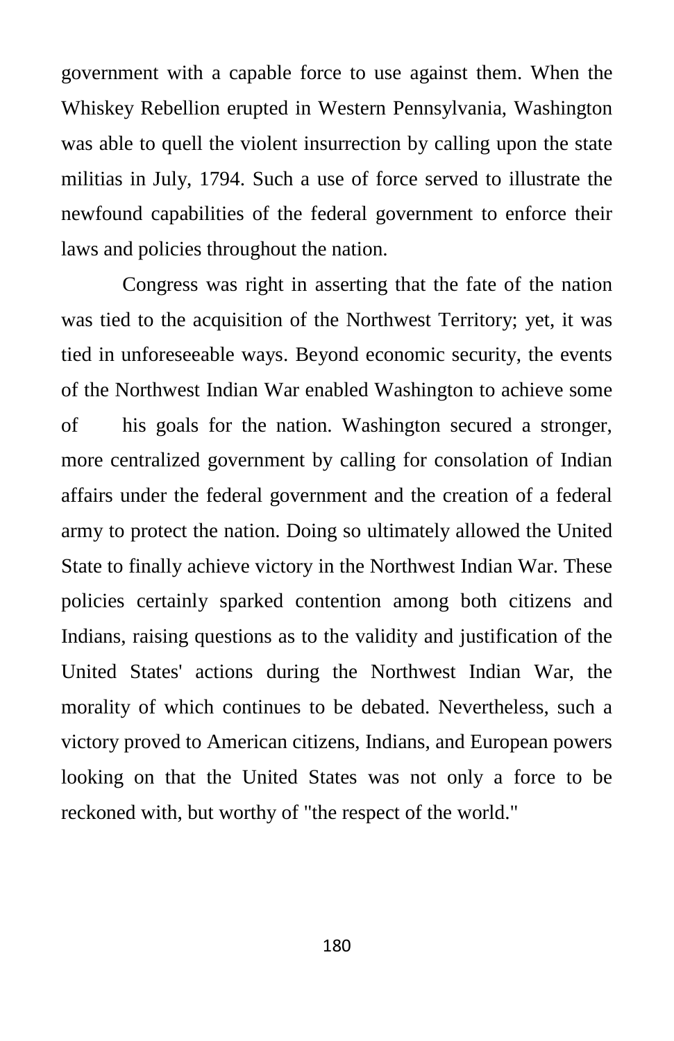government with a capable force to use against them. When the Whiskey Rebellion erupted in Western Pennsylvania, Washington was able to quell the violent insurrection by calling upon the state militias in July, 1794. Such a use of force served to illustrate the newfound capabilities of the federal government to enforce their laws and policies throughout the nation.

Congress was right in asserting that the fate of the nation was tied to the acquisition of the Northwest Territory; yet, it was tied in unforeseeable ways. Beyond economic security, the events of the Northwest Indian War enabled Washington to achieve some of his goals for the nation. Washington secured a stronger, more centralized government by calling for consolation of Indian affairs under the federal government and the creation of a federal army to protect the nation. Doing so ultimately allowed the United State to finally achieve victory in the Northwest Indian War. These policies certainly sparked contention among both citizens and Indians, raising questions as to the validity and justification of the United States' actions during the Northwest Indian War, the morality of which continues to be debated. Nevertheless, such a victory proved to American citizens, Indians, and European powers looking on that the United States was not only a force to be reckoned with, but worthy of "the respect of the world."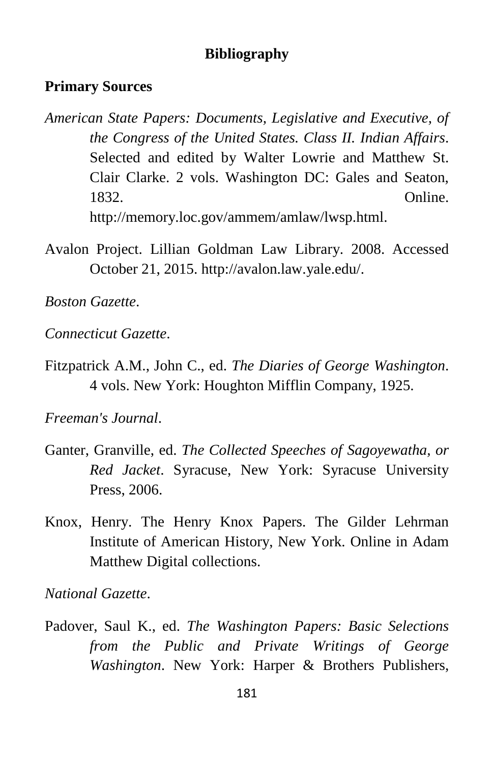## Bibliography

### Primary Sources

*American State Papers: Documents, Legislative and Executive, of the Congress of the United States. Class II. Indian Affairs*. Selected and edited by Walter Lowrie and Matthew St. Clair Clarke. 2 vols. Washington DC: Gales and Seaton, 1832. Online. http://memory.loc.gov/ammem/amlaw/lwsp.html.

Avalon Project. Lillian Goldman Law Library. 2008. Accessed October 21, 2015. http://avalon.law.yale.edu/.

*Boston Gazette*.

*Connecticut Gazette*.

Fitzpatrick A.M., John C., ed. *The Diaries of George Washington*. 4 vols. New York: Houghton Mifflin Company, 1925.

*Freeman's Journal*.

Ganter, Granville, ed. *The Collected Speeches of Sagoyewatha, or Red Jacket*. Syracuse, New York: Syracuse University Press, 2006.

Knox, Henry. The Henry Knox Papers. The Gilder Lehrman Institute of American History, New York. Online in Adam Matthew Digital collections.

*National Gazette*.

Padover, Saul K., ed. *The Washington Papers: Basic Selections from the Public and Private Writings of George Washington*. New York: Harper & Brothers Publishers,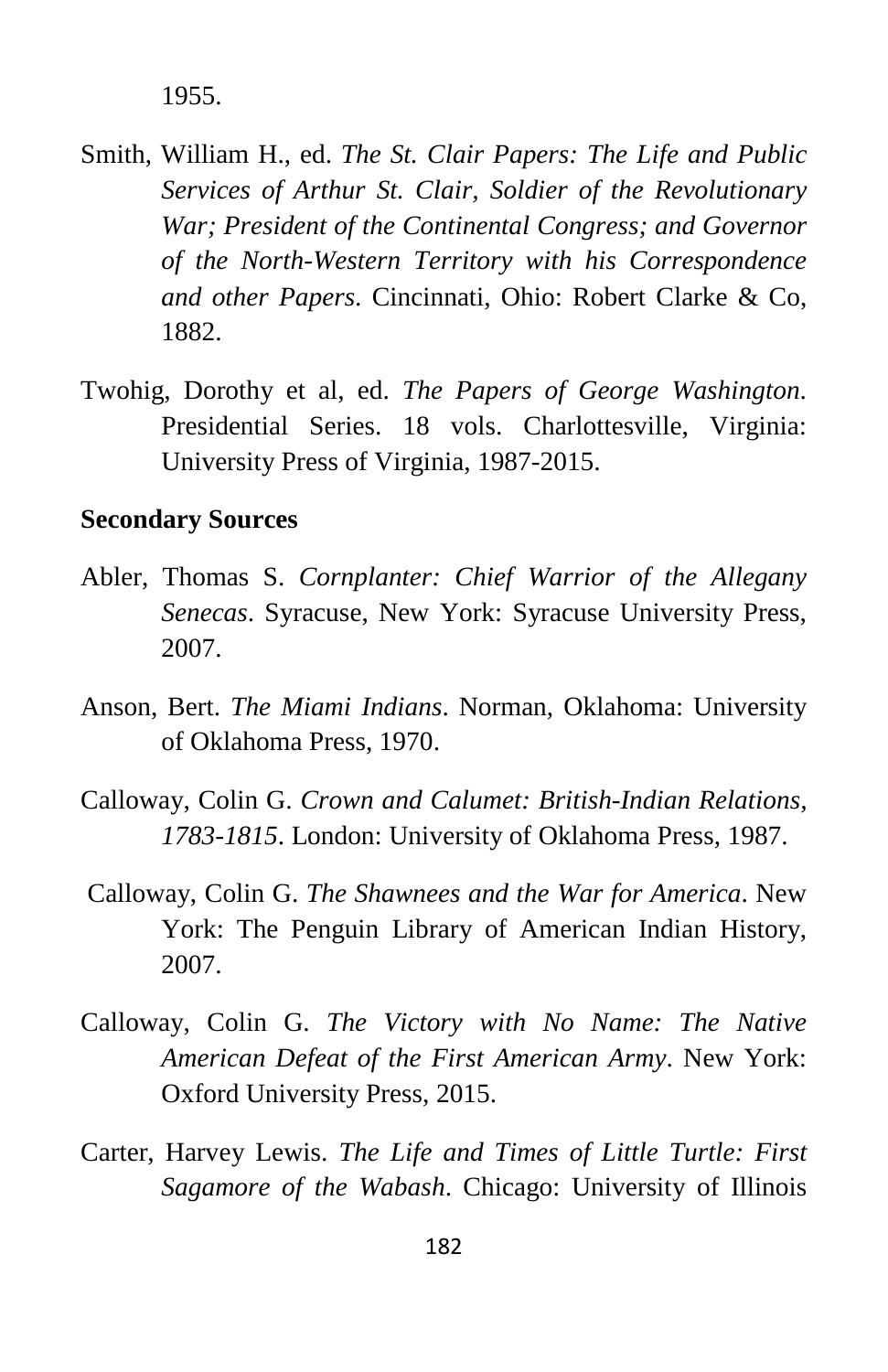1955.

Smith, William H., ed. *The St. Clair Papers: The Life and Public Services of Arthur St. Clair, Soldier of the Revolutionary War; President of the Continental Congress; and Governor of the North-Western Territory with his Correspondence and other Papers*. Cincinnati, Ohio: Robert Clarke & Co, 1882.

Twohig, Dorothy et al, ed. *The Papers of George Washington*. Presidential Series. 18 vols. Charlottesville, Virginia: University Press of Virginia, 1987-2015.

**Secondary Sources**

Abler, Thomas S. *Cornplanter: Chief Warrior of the Allegany Senecas*. Syracuse, New York: Syracuse University Press, 2007.

Anson, Bert. *The Miami Indians*. Norman, Oklahoma: University of Oklahoma Press, 1970.

Calloway, Colin G. *Crown and Calumet: British-Indian Relations, 1783-1815*. London: University of Oklahoma Press, 1987.

Calloway, Colin G. *The Shawnees and the War for America*. New York: The Penguin Library of American Indian History, 2007.

Calloway, Colin G. *The Victory with No Name: The Native American Defeat of the First American Army*. New York: Oxford University Press, 2015.

Carter, Harvey Lewis. *The Life and Times of Little Turtle: First Sagamore of the Wabash*. Chicago: University of Illinois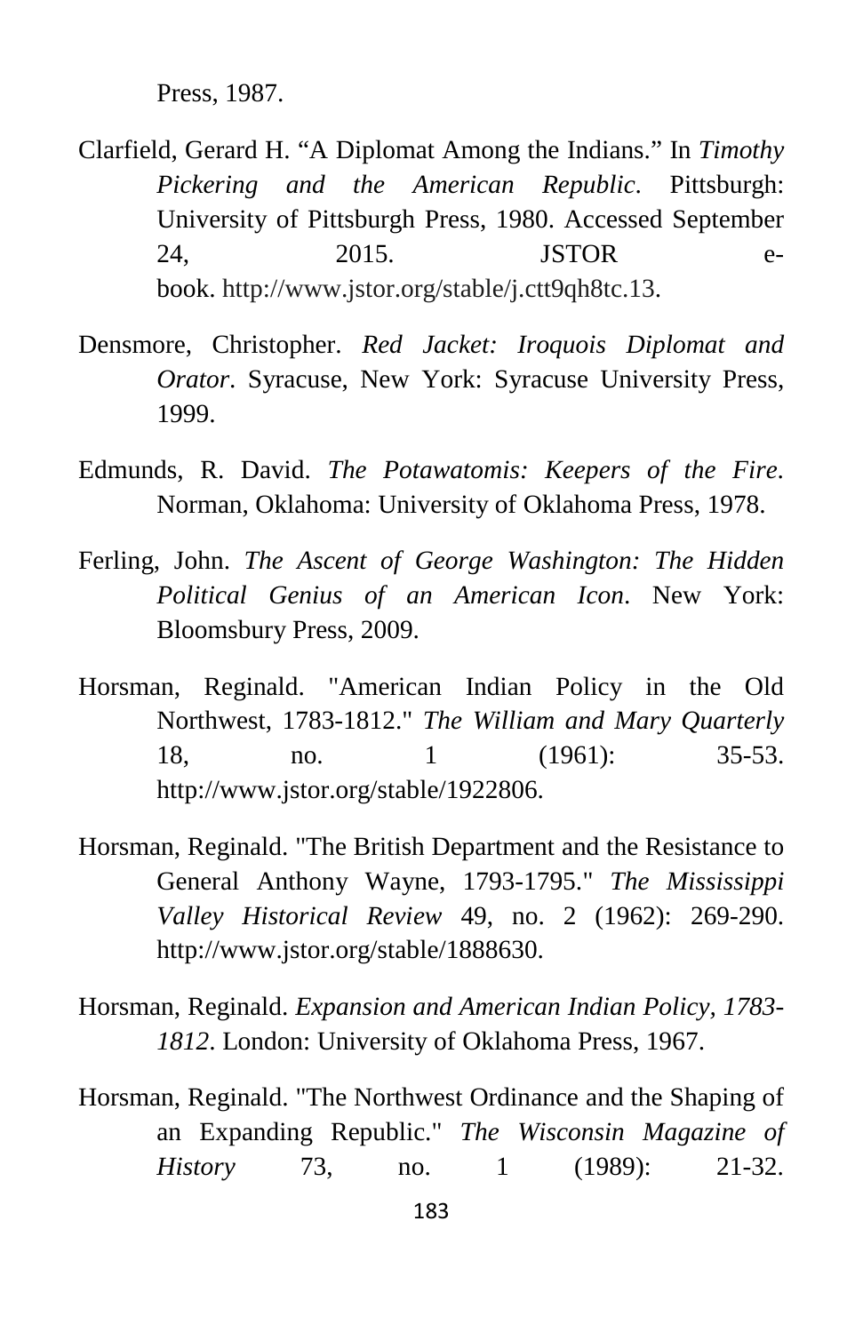Press, 1987.

Clarfield, Gerard H. "A Diplomat Among the Indians." In *Timothy Pickering and the American Republic*. Pittsburgh: University of Pittsburgh Press, 1980. Accessed September 24, 2015. JSTOR e-book. http://www.jstor.org/stable/j.ctt9qh8tc.13.

Densmore, Christopher. *Red Jacket: Iroquois Diplomat and Orator*. Syracuse, New York: Syracuse University Press, 1999.

Edmunds, R. David. *The Potawatomis: Keepers of the Fire*. Norman, Oklahoma: University of Oklahoma Press, 1978.

Ferling, John. *The Ascent of George Washington: The Hidden Political Genius of an American Icon*. New York: Bloomsbury Press, 2009.

Horsman, Reginald. "American Indian Policy in the Old Northwest, 1783-1812." *The William and Mary Quarterly* 18, no. 1 (1961): 35-53. http://www.jstor.org/stable/1922806.

Horsman, Reginald. "The British Department and the Resistance to General Anthony Wayne, 1793-1795." *The Mississippi Valley Historical Review* 49, no. 2 (1962): 269-290. http://www.jstor.org/stable/1888630.

Horsman, Reginald. *Expansion and American Indian Policy, 1783-1812*. London: University of Oklahoma Press, 1967.

Horsman, Reginald. "The Northwest Ordinance and the Shaping of an Expanding Republic." *The Wisconsin Magazine of History* 73, no. 1 (1989): 21-32.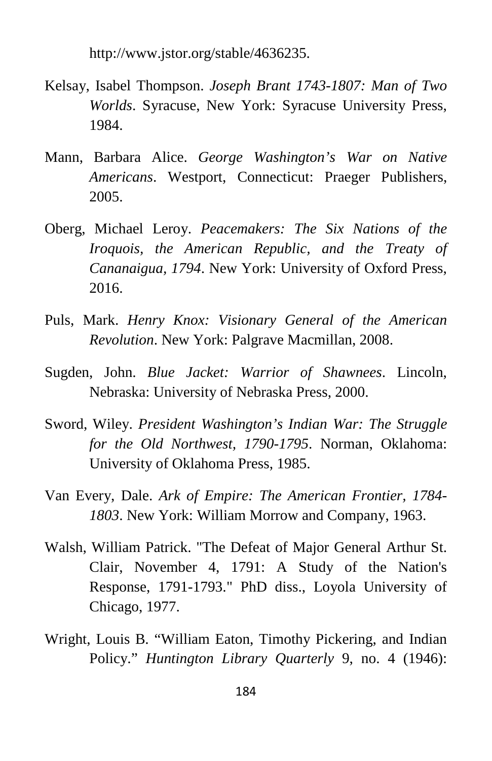http://www.jstor.org/stable/4636235.

Kelsay, Isabel Thompson. *Joseph Brant 1743-1807: Man of Two Worlds*. Syracuse, New York: Syracuse University Press, 1984.

Mann, Barbara Alice. *George Washington's War on Native Americans*. Westport, Connecticut: Praeger Publishers, 2005.

Oberg, Michael Leroy. *Peacemakers: The Six Nations of the Iroquois, the American Republic, and the Treaty of Cananaigua, 1794*. New York: University of Oxford Press, 2016.

Puls, Mark. *Henry Knox: Visionary General of the American Revolution*. New York: Palgrave Macmillan, 2008.

Sugden, John. *Blue Jacket: Warrior of Shawnees*. Lincoln, Nebraska: University of Nebraska Press, 2000.

Sword, Wiley. *President Washington's Indian War: The Struggle for the Old Northwest, 1790-1795*. Norman, Oklahoma: University of Oklahoma Press, 1985.

Van Every, Dale. *Ark of Empire: The American Frontier, 1784-1803*. New York: William Morrow and Company, 1963.

Walsh, William Patrick. "The Defeat of Major General Arthur St. Clair, November 4, 1791: A Study of the Nation's Response, 1791-1793." PhD diss., Loyola University of Chicago, 1977.

Wright, Louis B. "William Eaton, Timothy Pickering, and Indian Policy." *Huntington Library Quarterly* 9, no. 4 (1946):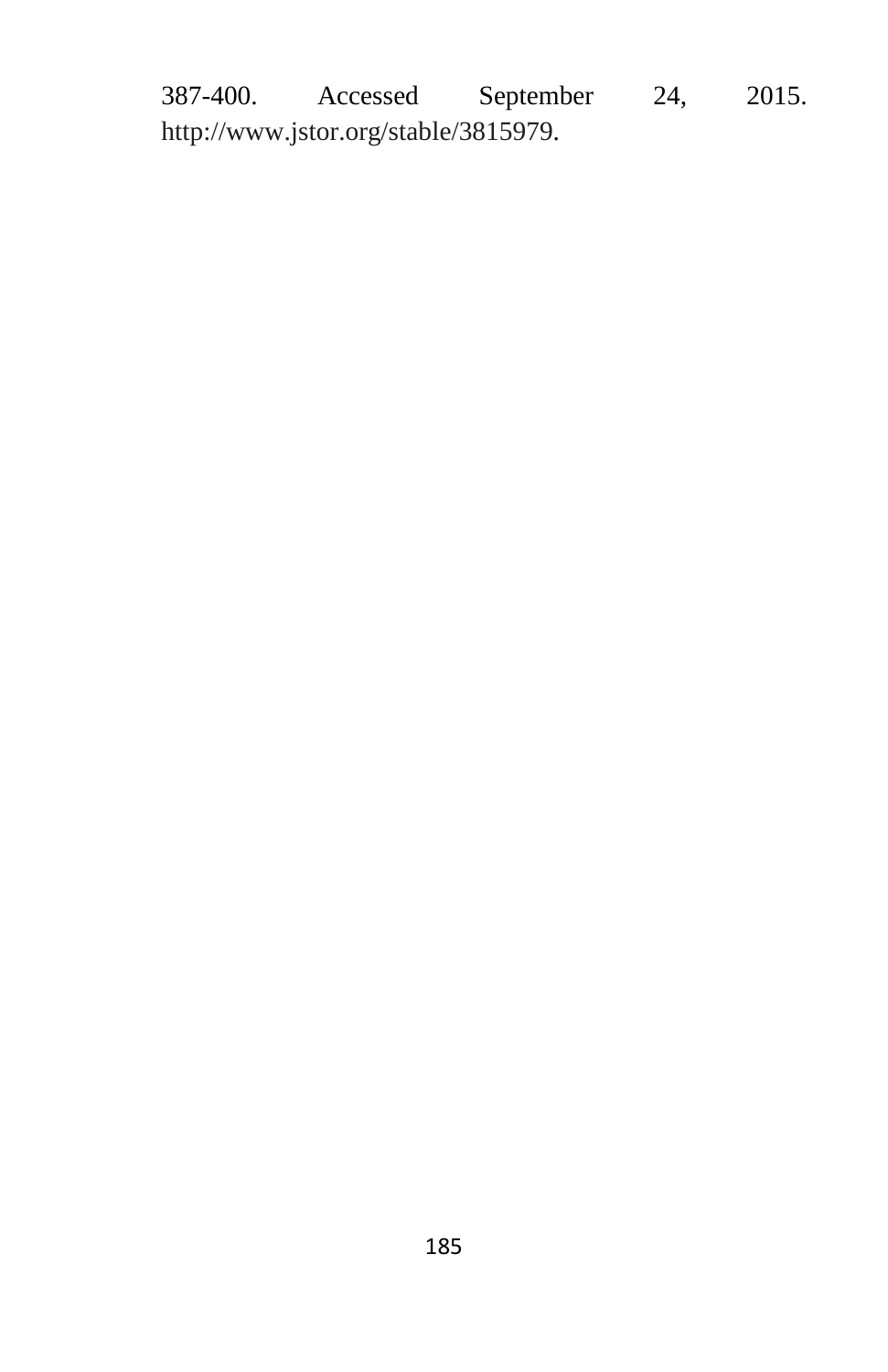387-400. Accessed September 24, 2015. http://www.jstor.org/stable/3815979.